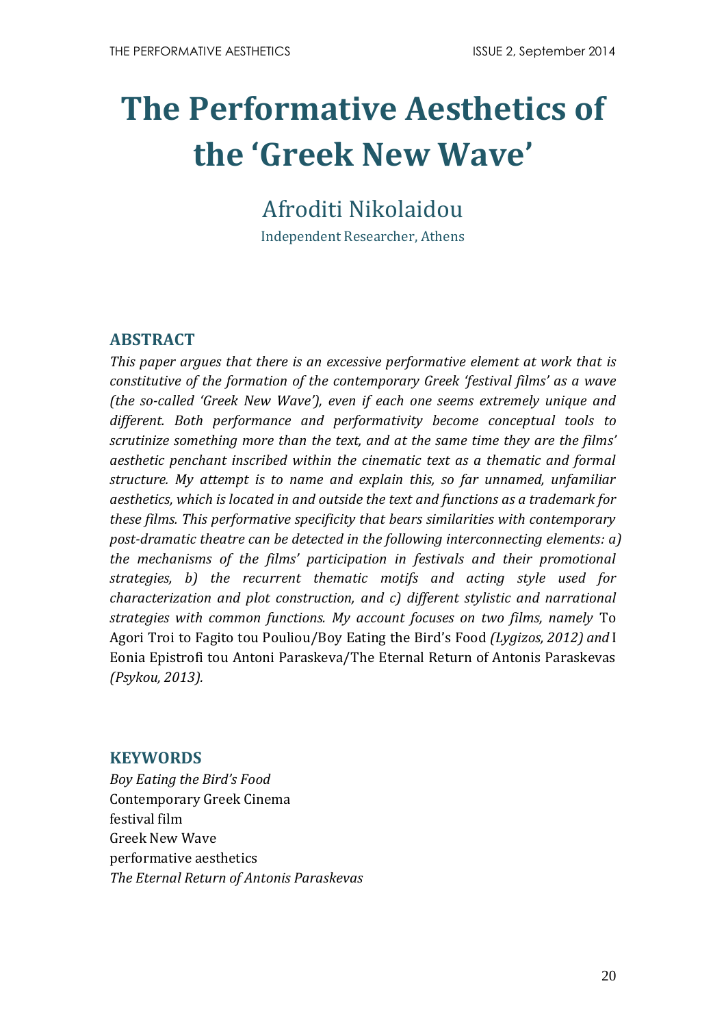# The Performative Aesthetics of the 'Greek New Wave'

## Afroditi Nikolaidou

Independent Researcher, Athens

## ABSTRACT

*This paper argues that there is an excessive performative element at work that is constitutive of the formation of the contemporary Greek 'festival films' as a wave (the so-called 'Greek New Wave'), even if each one seems extremely unique and different. Both performance and performativity become conceptual tools to scrutinize something more than the text, and at the same time they are the films' aesthetic penchant inscribed within the cinematic text as a thematic and formal structure. My attempt is to name and explain this, so far unnamed, unfamiliar aesthetics, which is located in and outside the text and functions as a trademark for these films. This performative specificity that bears similarities with contemporary post-dramatic theatre can be detected in the following interconnecting elements: a) the mechanisms of the films' participation in festivals and their promotional strategies, b) the recurrent thematic motifs and acting style used for characterization and plot construction, and c) different stylistic and narrational strategies with common functions. My account focuses on two films, namely* To Agori Troi to Fagito tou Pouliou/Boy Eating the Bird's Food *(Lygizos, 2012) and* I Eonia Epistrofi tou Antoni Paraskeva/The Eternal Return of Antonis Paraskevas *(Psykou, 2013).*

## KEYWORDS

*Boy Eating the Bird's Food*
Contemporary Greek Cinema
festival film
Greek New Wave
performative aesthetics
*The Eternal Return of Antonis Paraskevas*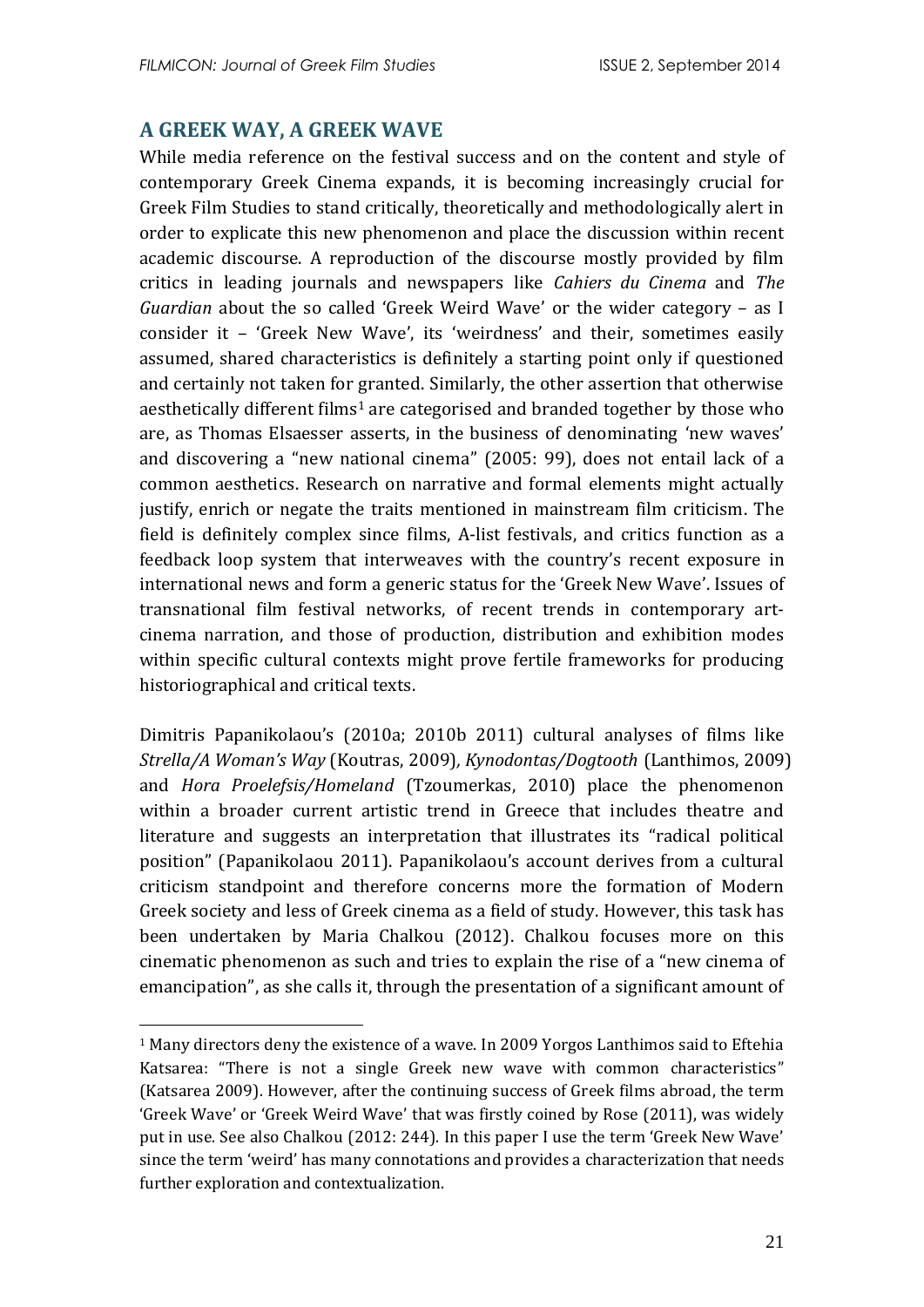## A GREEK WAY, A GREEK WAVE

While media reference on the festival success and on the content and style of contemporary Greek Cinema expands, it is becoming increasingly crucial for Greek Film Studies to stand critically, theoretically and methodologically alert in order to explicate this new phenomenon and place the discussion within recent academic discourse. A reproduction of the discourse mostly provided by film critics in leading journals and newspapers like *Cahiers du Cinema* and *The Guardian* about the so called 'Greek Weird Wave' or the wider category – as I consider it – 'Greek New Wave', its 'weirdness' and their, sometimes easily assumed, shared characteristics is definitely a starting point only if questioned and certainly not taken for granted. Similarly, the other assertion that otherwise aesthetically different films[1] are categorised and branded together by those who are, as Thomas Elsaesser asserts, in the business of denominating 'new waves' and discovering a "new national cinema" (2005: 99), does not entail lack of a common aesthetics. Research on narrative and formal elements might actually justify, enrich or negate the traits mentioned in mainstream film criticism. The field is definitely complex since films, A-list festivals, and critics function as a feedback loop system that interweaves with the country's recent exposure in international news and form a generic status for the 'Greek New Wave'. Issues of transnational film festival networks, of recent trends in contemporary art-cinema narration, and those of production, distribution and exhibition modes within specific cultural contexts might prove fertile frameworks for producing historiographical and critical texts.

Dimitris Papanikolaou's (2010a; 2010b 2011) cultural analyses of films like *Strella/A Woman's Way* (Koutras, 2009)*, Kynodontas/Dogtooth* (Lanthimos, 2009) and *Hora Proelefsis/Homeland* (Tzoumerkas, 2010) place the phenomenon within a broader current artistic trend in Greece that includes theatre and literature and suggests an interpretation that illustrates its "radical political position" (Papanikolaou 2011). Papanikolaou's account derives from a cultural criticism standpoint and therefore concerns more the formation of Modern Greek society and less of Greek cinema as a field of study. However, this task has been undertaken by Maria Chalkou (2012). Chalkou focuses more on this cinematic phenomenon as such and tries to explain the rise of a "new cinema of emancipation", as she calls it, through the presentation of a significant amount of

---

[1] Many directors deny the existence of a wave. In 2009 Yorgos Lanthimos said to Eftehia Katsarea: "There is not a single Greek new wave with common characteristics" (Katsarea 2009). However, after the continuing success of Greek films abroad, the term 'Greek Wave' or 'Greek Weird Wave' that was firstly coined by Rose (2011), was widely put in use. See also Chalkou (2012: 244). In this paper I use the term 'Greek New Wave' since the term 'weird' has many connotations and provides a characterization that needs further exploration and contextualization.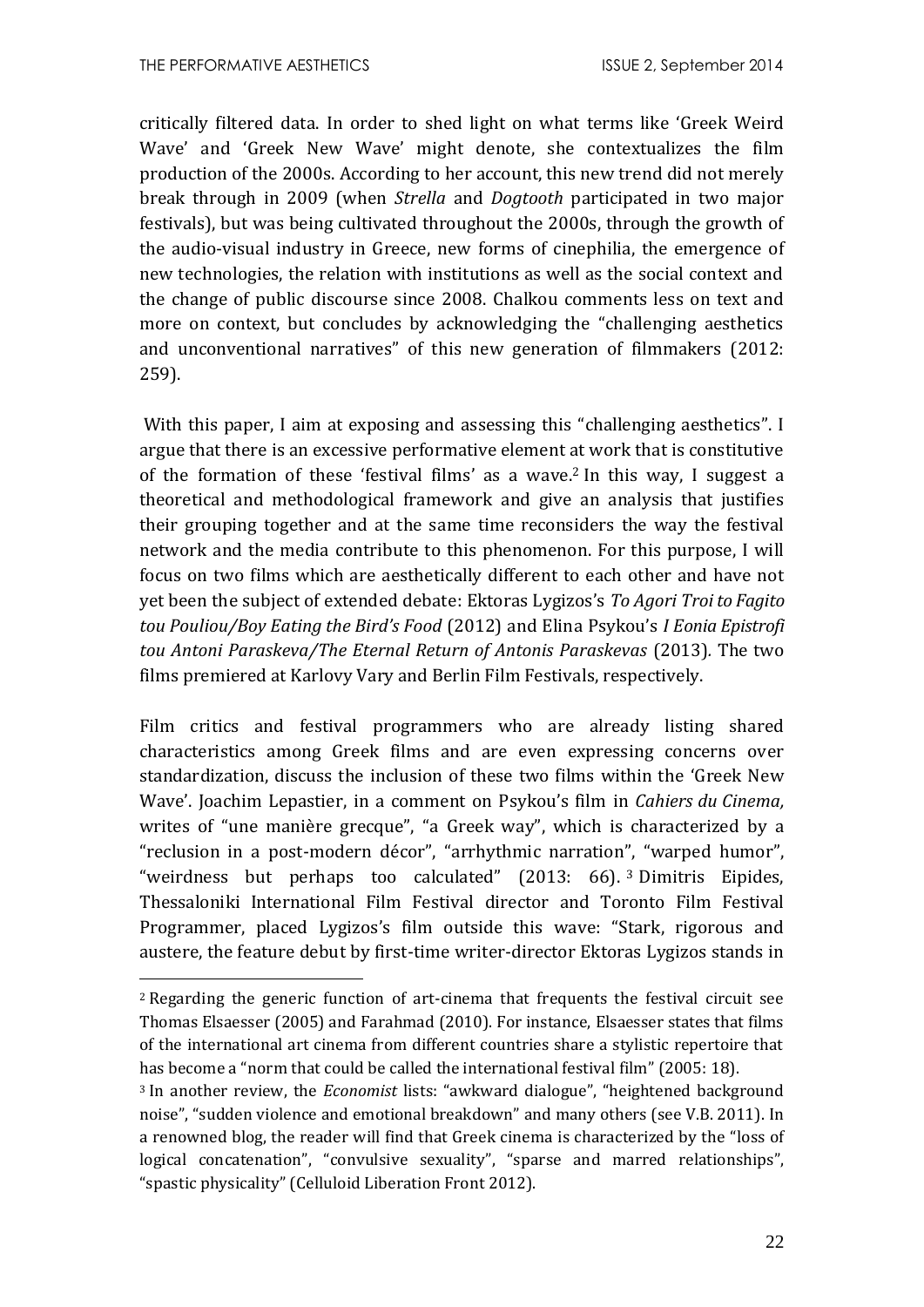critically filtered data. In order to shed light on what terms like 'Greek Weird Wave' and 'Greek New Wave' might denote, she contextualizes the film production of the 2000s. According to her account, this new trend did not merely break through in 2009 (when *Strella* and *Dogtooth* participated in two major festivals), but was being cultivated throughout the 2000s, through the growth of the audio-visual industry in Greece, new forms of cinephilia, the emergence of new technologies, the relation with institutions as well as the social context and the change of public discourse since 2008. Chalkou comments less on text and more on context, but concludes by acknowledging the "challenging aesthetics and unconventional narratives" of this new generation of filmmakers (2012: 259).

With this paper, I aim at exposing and assessing this "challenging aesthetics". I argue that there is an excessive performative element at work that is constitutive of the formation of these 'festival films' as a wave.[2] In this way, I suggest a theoretical and methodological framework and give an analysis that justifies their grouping together and at the same time reconsiders the way the festival network and the media contribute to this phenomenon. For this purpose, I will focus on two films which are aesthetically different to each other and have not yet been the subject of extended debate: Ektoras Lygizos's *To Agori Troi to Fagito tou Pouliou/Boy Eating the Bird's Food* (2012) and Elina Psykou's *I Eonia Epistrofi tou Antoni Paraskeva/The Eternal Return of Antonis Paraskevas* (2013). The two films premiered at Karlovy Vary and Berlin Film Festivals, respectively.

Film critics and festival programmers who are already listing shared characteristics among Greek films and are even expressing concerns over standardization, discuss the inclusion of these two films within the 'Greek New Wave'. Joachim Lepastier, in a comment on Psykou's film in *Cahiers du Cinema,* writes of "une manière grecque", "a Greek way", which is characterized by a "reclusion in a post-modern décor", "arrhythmic narration", "warped humor", "weirdness but perhaps too calculated" (2013: 66).[3] Dimitris Eipides, Thessaloniki International Film Festival director and Toronto Film Festival Programmer, placed Lygizos's film outside this wave: "Stark, rigorous and austere, the feature debut by first-time writer-director Ektoras Lygizos stands in

[2] Regarding the generic function of art-cinema that frequents the festival circuit see Thomas Elsaesser (2005) and Farahmad (2010). For instance, Elsaesser states that films of the international art cinema from different countries share a stylistic repertoire that has become a "norm that could be called the international festival film" (2005: 18).

[3] In another review, the *Economist* lists: "awkward dialogue", "heightened background noise", "sudden violence and emotional breakdown" and many others (see V.B. 2011). In a renowned blog, the reader will find that Greek cinema is characterized by the "loss of logical concatenation", "convulsive sexuality", "sparse and marred relationships", "spastic physicality" (Celluloid Liberation Front 2012).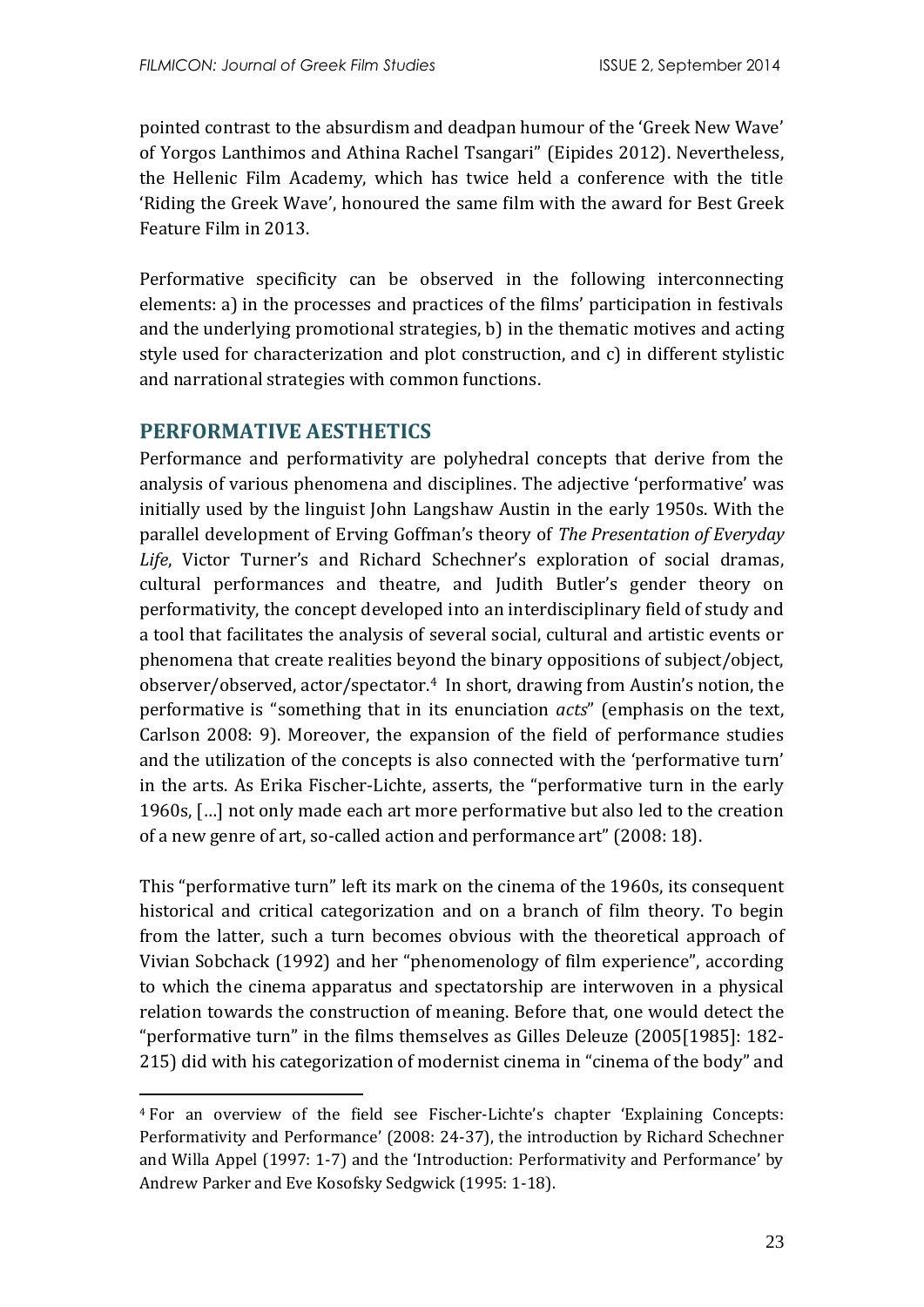pointed contrast to the absurdism and deadpan humour of the 'Greek New Wave' of Yorgos Lanthimos and Athina Rachel Tsangari" (Eipides 2012). Nevertheless, the Hellenic Film Academy, which has twice held a conference with the title 'Riding the Greek Wave', honoured the same film with the award for Best Greek Feature Film in 2013.

Performative specificity can be observed in the following interconnecting elements: a) in the processes and practices of the films' participation in festivals and the underlying promotional strategies, b) in the thematic motives and acting style used for characterization and plot construction, and c) in different stylistic and narrational strategies with common functions.

## PERFORMATIVE AESTHETICS

Performance and performativity are polyhedral concepts that derive from the analysis of various phenomena and disciplines. The adjective 'performative' was initially used by the linguist John Langshaw Austin in the early 1950s. With the parallel development of Erving Goffman's theory of *The Presentation of Everyday Life*, Victor Turner's and Richard Schechner's exploration of social dramas, cultural performances and theatre, and Judith Butler's gender theory on performativity, the concept developed into an interdisciplinary field of study and a tool that facilitates the analysis of several social, cultural and artistic events or phenomena that create realities beyond the binary oppositions of subject/object, observer/observed, actor/spectator.[4] In short, drawing from Austin's notion, the performative is "something that in its enunciation *acts*" (emphasis on the text, Carlson 2008: 9). Moreover, the expansion of the field of performance studies and the utilization of the concepts is also connected with the 'performative turn' in the arts. As Erika Fischer-Lichte, asserts, the "performative turn in the early 1960s, […] not only made each art more performative but also led to the creation of a new genre of art, so-called action and performance art" (2008: 18).

This "performative turn" left its mark on the cinema of the 1960s, its consequent historical and critical categorization and on a branch of film theory. To begin from the latter, such a turn becomes obvious with the theoretical approach of Vivian Sobchack (1992) and her "phenomenology of film experience", according to which the cinema apparatus and spectatorship are interwoven in a physical relation towards the construction of meaning. Before that, one would detect the "performative turn" in the films themselves as Gilles Deleuze (2005[1985]: 182-215) did with his categorization of modernist cinema in "cinema of the body" and

[4] For an overview of the field see Fischer-Lichte's chapter 'Explaining Concepts: Performativity and Performance' (2008: 24-37), the introduction by Richard Schechner and Willa Appel (1997: 1-7) and the 'Introduction: Performativity and Performance' by Andrew Parker and Eve Kosofsky Sedgwick (1995: 1-18).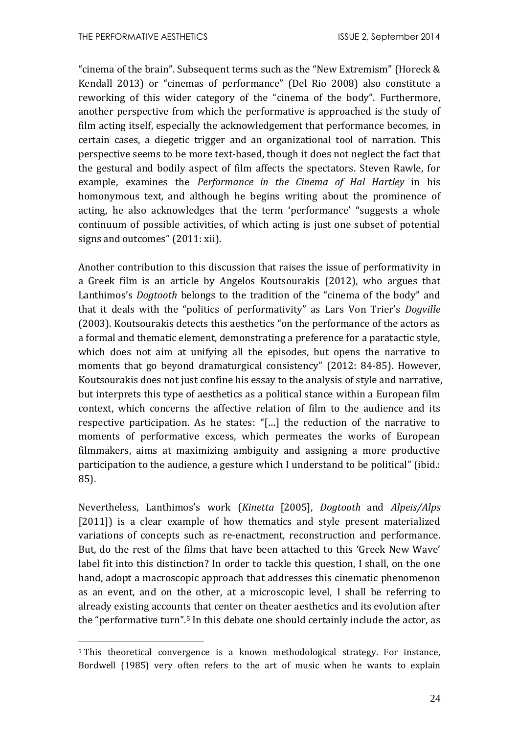"cinema of the brain". Subsequent terms such as the "New Extremism" (Horeck & Kendall 2013) or "cinemas of performance" (Del Rio 2008) also constitute a reworking of this wider category of the "cinema of the body". Furthermore, another perspective from which the performative is approached is the study of film acting itself, especially the acknowledgement that performance becomes, in certain cases, a diegetic trigger and an organizational tool of narration. This perspective seems to be more text-based, though it does not neglect the fact that the gestural and bodily aspect of film affects the spectators. Steven Rawle, for example, examines the *Performance in the Cinema of Hal Hartley* in his homonymous text, and although he begins writing about the prominence of acting, he also acknowledges that the term 'performance' "suggests a whole continuum of possible activities, of which acting is just one subset of potential signs and outcomes" (2011: xii).

Another contribution to this discussion that raises the issue of performativity in a Greek film is an article by Angelos Koutsourakis (2012), who argues that Lanthimos's *Dogtooth* belongs to the tradition of the "cinema of the body" and that it deals with the "politics of performativity" as Lars Von Trier's *Dogville* (2003). Koutsourakis detects this aesthetics "on the performance of the actors as a formal and thematic element, demonstrating a preference for a paratactic style, which does not aim at unifying all the episodes, but opens the narrative to moments that go beyond dramaturgical consistency" (2012: 84-85). However, Koutsourakis does not just confine his essay to the analysis of style and narrative, but interprets this type of aesthetics as a political stance within a European film context, which concerns the affective relation of film to the audience and its respective participation. As he states: "[…] the reduction of the narrative to moments of performative excess, which permeates the works of European filmmakers, aims at maximizing ambiguity and assigning a more productive participation to the audience, a gesture which I understand to be political" (ibid.: 85).

Nevertheless, Lanthimos's work (*Kinetta* [2005], *Dogtooth* and *Alpeis/Alps* [2011]) is a clear example of how thematics and style present materialized variations of concepts such as re-enactment, reconstruction and performance. But, do the rest of the films that have been attached to this 'Greek New Wave' label fit into this distinction? In order to tackle this question, I shall, on the one hand, adopt a macroscopic approach that addresses this cinematic phenomenon as an event, and on the other, at a microscopic level, I shall be referring to already existing accounts that center on theater aesthetics and its evolution after the "performative turn".[5] In this debate one should certainly include the actor, as

[5] This theoretical convergence is a known methodological strategy. For instance, Bordwell (1985) very often refers to the art of music when he wants to explain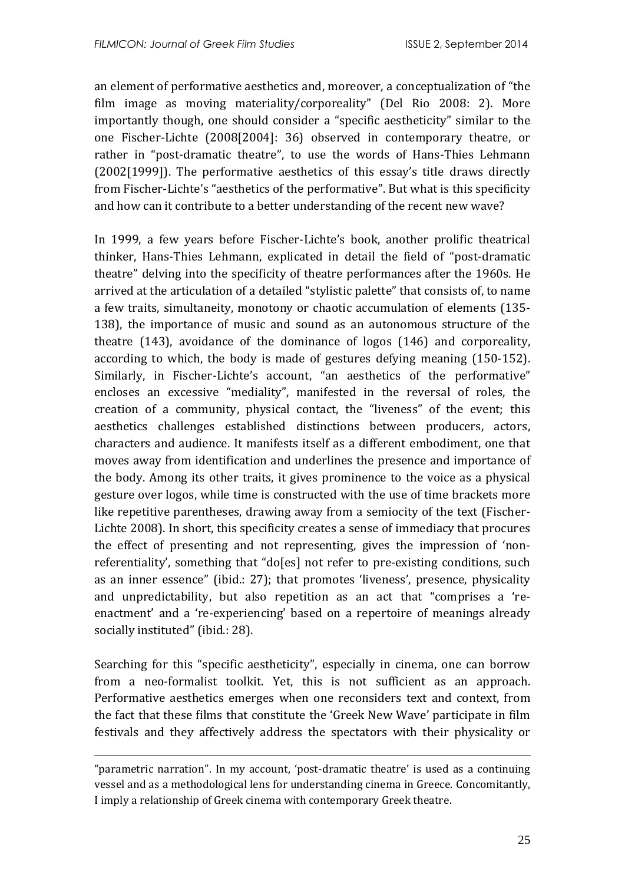an element of performative aesthetics and, moreover, a conceptualization of "the film image as moving materiality/corporeality" (Del Rio 2008: 2). More importantly though, one should consider a "specific aestheticity" similar to the one Fischer-Lichte (2008[2004]: 36) observed in contemporary theatre, or rather in "post-dramatic theatre", to use the words of Hans-Thies Lehmann (2002[1999]). The performative aesthetics of this essay's title draws directly from Fischer-Lichte's "aesthetics of the performative". But what is this specificity and how can it contribute to a better understanding of the recent new wave?

In 1999, a few years before Fischer-Lichte's book, another prolific theatrical thinker, Hans-Thies Lehmann, explicated in detail the field of "post-dramatic theatre" delving into the specificity of theatre performances after the 1960s. He arrived at the articulation of a detailed "stylistic palette" that consists of, to name a few traits, simultaneity, monotony or chaotic accumulation of elements (135-138), the importance of music and sound as an autonomous structure of the theatre (143), avoidance of the dominance of logos (146) and corporeality, according to which, the body is made of gestures defying meaning (150-152). Similarly, in Fischer-Lichte's account, "an aesthetics of the performative" encloses an excessive "mediality", manifested in the reversal of roles, the creation of a community, physical contact, the "liveness" of the event; this aesthetics challenges established distinctions between producers, actors, characters and audience. It manifests itself as a different embodiment, one that moves away from identification and underlines the presence and importance of the body. Among its other traits, it gives prominence to the voice as a physical gesture over logos, while time is constructed with the use of time brackets more like repetitive parentheses, drawing away from a semiocity of the text (Fischer-Lichte 2008). In short, this specificity creates a sense of immediacy that procures the effect of presenting and not representing, gives the impression of 'non-referentiality', something that "do[es] not refer to pre-existing conditions, such as an inner essence" (ibid.: 27); that promotes 'liveness', presence, physicality and unpredictability, but also repetition as an act that "comprises a 're-enactment' and a 're-experiencing' based on a repertoire of meanings already socially instituted" (ibid.: 28).

Searching for this "specific aestheticity", especially in cinema, one can borrow from a neo-formalist toolkit. Yet, this is not sufficient as an approach. Performative aesthetics emerges when one reconsiders text and context, from the fact that these films that constitute the 'Greek New Wave' participate in film festivals and they affectively address the spectators with their physicality or

---

"parametric narration". In my account, 'post-dramatic theatre' is used as a continuing vessel and as a methodological lens for understanding cinema in Greece. Concomitantly, I imply a relationship of Greek cinema with contemporary Greek theatre.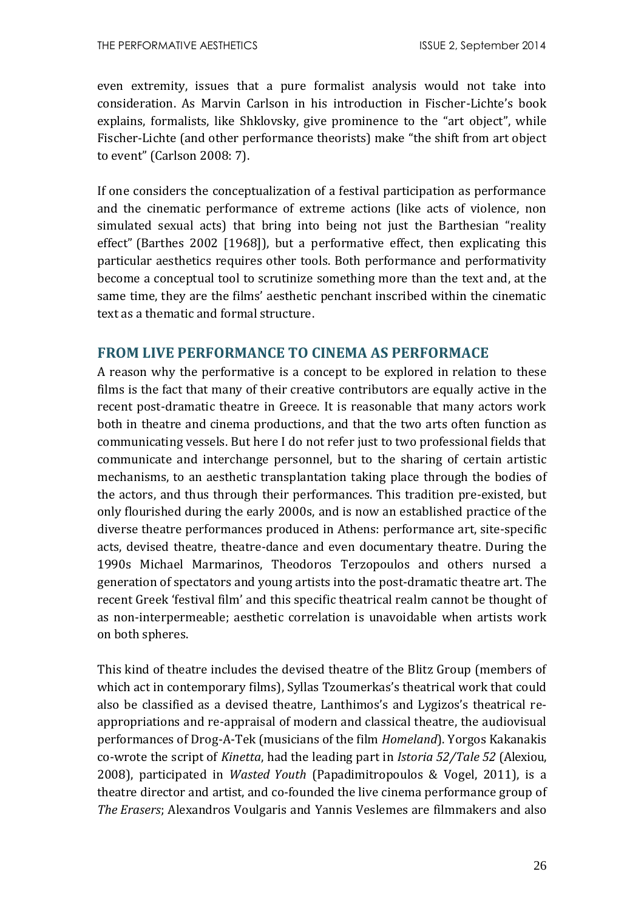even extremity, issues that a pure formalist analysis would not take into consideration. As Marvin Carlson in his introduction in Fischer-Lichte's book explains, formalists, like Shklovsky, give prominence to the "art object", while Fischer-Lichte (and other performance theorists) make "the shift from art object to event" (Carlson 2008: 7).

If one considers the conceptualization of a festival participation as performance and the cinematic performance of extreme actions (like acts of violence, non simulated sexual acts) that bring into being not just the Barthesian "reality effect" (Barthes 2002 [1968]), but a performative effect, then explicating this particular aesthetics requires other tools. Both performance and performativity become a conceptual tool to scrutinize something more than the text and, at the same time, they are the films' aesthetic penchant inscribed within the cinematic text as a thematic and formal structure.

## FROM LIVE PERFORMANCE TO CINEMA AS PERFORMACE

A reason why the performative is a concept to be explored in relation to these films is the fact that many of their creative contributors are equally active in the recent post-dramatic theatre in Greece. It is reasonable that many actors work both in theatre and cinema productions, and that the two arts often function as communicating vessels. But here I do not refer just to two professional fields that communicate and interchange personnel, but to the sharing of certain artistic mechanisms, to an aesthetic transplantation taking place through the bodies of the actors, and thus through their performances. This tradition pre-existed, but only flourished during the early 2000s, and is now an established practice of the diverse theatre performances produced in Athens: performance art, site-specific acts, devised theatre, theatre-dance and even documentary theatre. During the 1990s Michael Marmarinos, Theodoros Terzopoulos and others nursed a generation of spectators and young artists into the post-dramatic theatre art. The recent Greek 'festival film' and this specific theatrical realm cannot be thought of as non-interpermeable; aesthetic correlation is unavoidable when artists work on both spheres.

This kind of theatre includes the devised theatre of the Blitz Group (members of which act in contemporary films), Syllas Tzoumerkas's theatrical work that could also be classified as a devised theatre, Lanthimos's and Lygizos's theatrical re-appropriations and re-appraisal of modern and classical theatre, the audiovisual performances of Drog-A-Tek (musicians of the film *Homeland*). Yorgos Kakanakis co-wrote the script of *Kinetta*, had the leading part in *Istoria 52/Tale 52* (Alexiou, 2008), participated in *Wasted Youth* (Papadimitropoulos & Vogel, 2011), is a theatre director and artist, and co-founded the live cinema performance group of *The Erasers*; Alexandros Voulgaris and Yannis Veslemes are filmmakers and also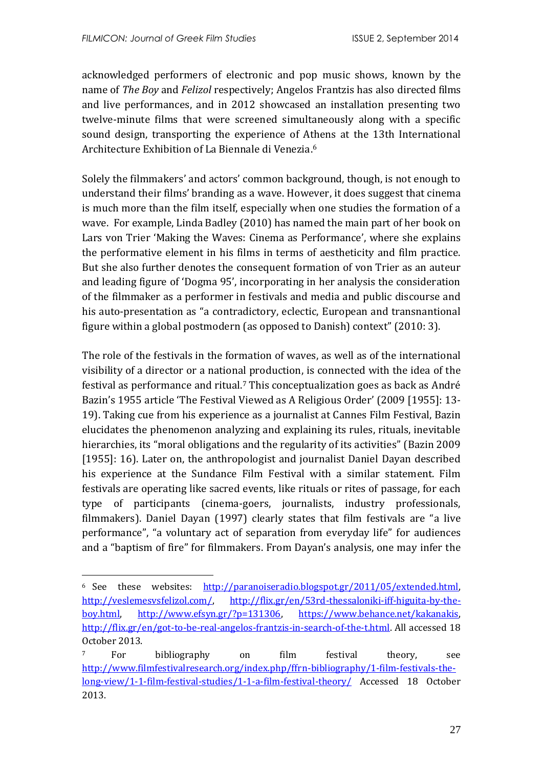acknowledged performers of electronic and pop music shows, known by the name of *The Boy* and *Felizol* respectively; Angelos Frantzis has also directed films and live performances, and in 2012 showcased an installation presenting two twelve-minute films that were screened simultaneously along with a specific sound design, transporting the experience of Athens at the 13th International Architecture Exhibition of La Biennale di Venezia.[6]

Solely the filmmakers' and actors' common background, though, is not enough to understand their films' branding as a wave. However, it does suggest that cinema is much more than the film itself, especially when one studies the formation of a wave. For example, Linda Badley (2010) has named the main part of her book on Lars von Trier 'Making the Waves: Cinema as Performance', where she explains the performative element in his films in terms of aestheticity and film practice. But she also further denotes the consequent formation of von Trier as an auteur and leading figure of 'Dogma 95', incorporating in her analysis the consideration of the filmmaker as a performer in festivals and media and public discourse and his auto-presentation as "a contradictory, eclectic, European and transnantional figure within a global postmodern (as opposed to Danish) context" (2010: 3).

The role of the festivals in the formation of waves, as well as of the international visibility of a director or a national production, is connected with the idea of the festival as performance and ritual.[7] This conceptualization goes as back as André Bazin's 1955 article 'The Festival Viewed as A Religious Order' (2009 [1955]: 13-19). Taking cue from his experience as a journalist at Cannes Film Festival, Bazin elucidates the phenomenon analyzing and explaining its rules, rituals, inevitable hierarchies, its "moral obligations and the regularity of its activities" (Bazin 2009 [1955]: 16). Later on, the anthropologist and journalist Daniel Dayan described his experience at the Sundance Film Festival with a similar statement. Film festivals are operating like sacred events, like rituals or rites of passage, for each type of participants (cinema-goers, journalists, industry professionals, filmmakers). Daniel Dayan (1997) clearly states that film festivals are "a live performance", "a voluntary act of separation from everyday life" for audiences and a "baptism of fire" for filmmakers. From Dayan's analysis, one may infer the

---

[6] See these websites: http://paranoiseradio.blogspot.gr/2011/05/extended.html, http://veslemesvsfelizol.com/, http://flix.gr/en/53rd-thessaloniki-iff-higuita-by-the-boy.html, http://www.efsyn.gr/?p=131306, https://www.behance.net/kakanakis, http://flix.gr/en/got-to-be-real-angelos-frantzis-in-search-of-the-t.html. All accessed 18 October 2013.

[7] For bibliography on film festival theory, see http://www.filmfestivalresearch.org/index.php/ffrn-bibliography/1-film-festivals-the-long-view/1-1-film-festival-studies/1-1-a-film-festival-theory/ Accessed 18 October 2013.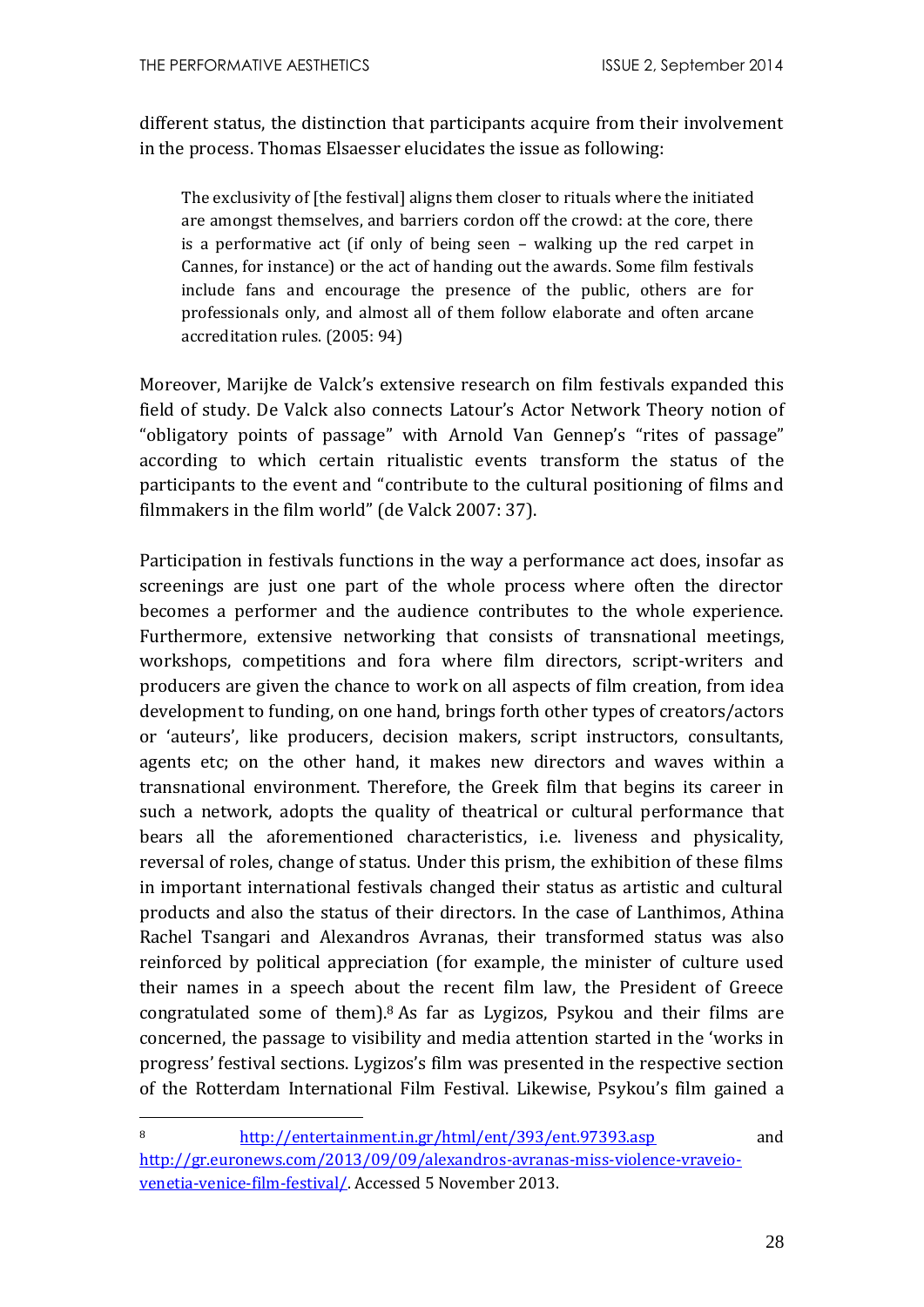different status, the distinction that participants acquire from their involvement in the process. Thomas Elsaesser elucidates the issue as following:

> The exclusivity of [the festival] aligns them closer to rituals where the initiated are amongst themselves, and barriers cordon off the crowd: at the core, there is a performative act (if only of being seen – walking up the red carpet in Cannes, for instance) or the act of handing out the awards. Some film festivals include fans and encourage the presence of the public, others are for professionals only, and almost all of them follow elaborate and often arcane accreditation rules. (2005: 94)

Moreover, Marijke de Valck's extensive research on film festivals expanded this field of study. De Valck also connects Latour's Actor Network Theory notion of "obligatory points of passage" with Arnold Van Gennep's "rites of passage" according to which certain ritualistic events transform the status of the participants to the event and "contribute to the cultural positioning of films and filmmakers in the film world" (de Valck 2007: 37).

Participation in festivals functions in the way a performance act does, insofar as screenings are just one part of the whole process where often the director becomes a performer and the audience contributes to the whole experience. Furthermore, extensive networking that consists of transnational meetings, workshops, competitions and fora where film directors, script-writers and producers are given the chance to work on all aspects of film creation, from idea development to funding, on one hand, brings forth other types of creators/actors or 'auteurs', like producers, decision makers, script instructors, consultants, agents etc; on the other hand, it makes new directors and waves within a transnational environment. Therefore, the Greek film that begins its career in such a network, adopts the quality of theatrical or cultural performance that bears all the aforementioned characteristics, i.e. liveness and physicality, reversal of roles, change of status. Under this prism, the exhibition of these films in important international festivals changed their status as artistic and cultural products and also the status of their directors. In the case of Lanthimos, Athina Rachel Tsangari and Alexandros Avranas, their transformed status was also reinforced by political appreciation (for example, the minister of culture used their names in a speech about the recent film law, the President of Greece congratulated some of them).[8] As far as Lygizos, Psykou and their films are concerned, the passage to visibility and media attention started in the 'works in progress' festival sections. Lygizos's film was presented in the respective section of the Rotterdam International Film Festival. Likewise, Psykou's film gained a

---

[8] http://entertainment.in.gr/html/ent/393/ent.97393.asp and http://gr.euronews.com/2013/09/09/alexandros-avranas-miss-violence-vraveio-venetia-venice-film-festival/. Accessed 5 November 2013.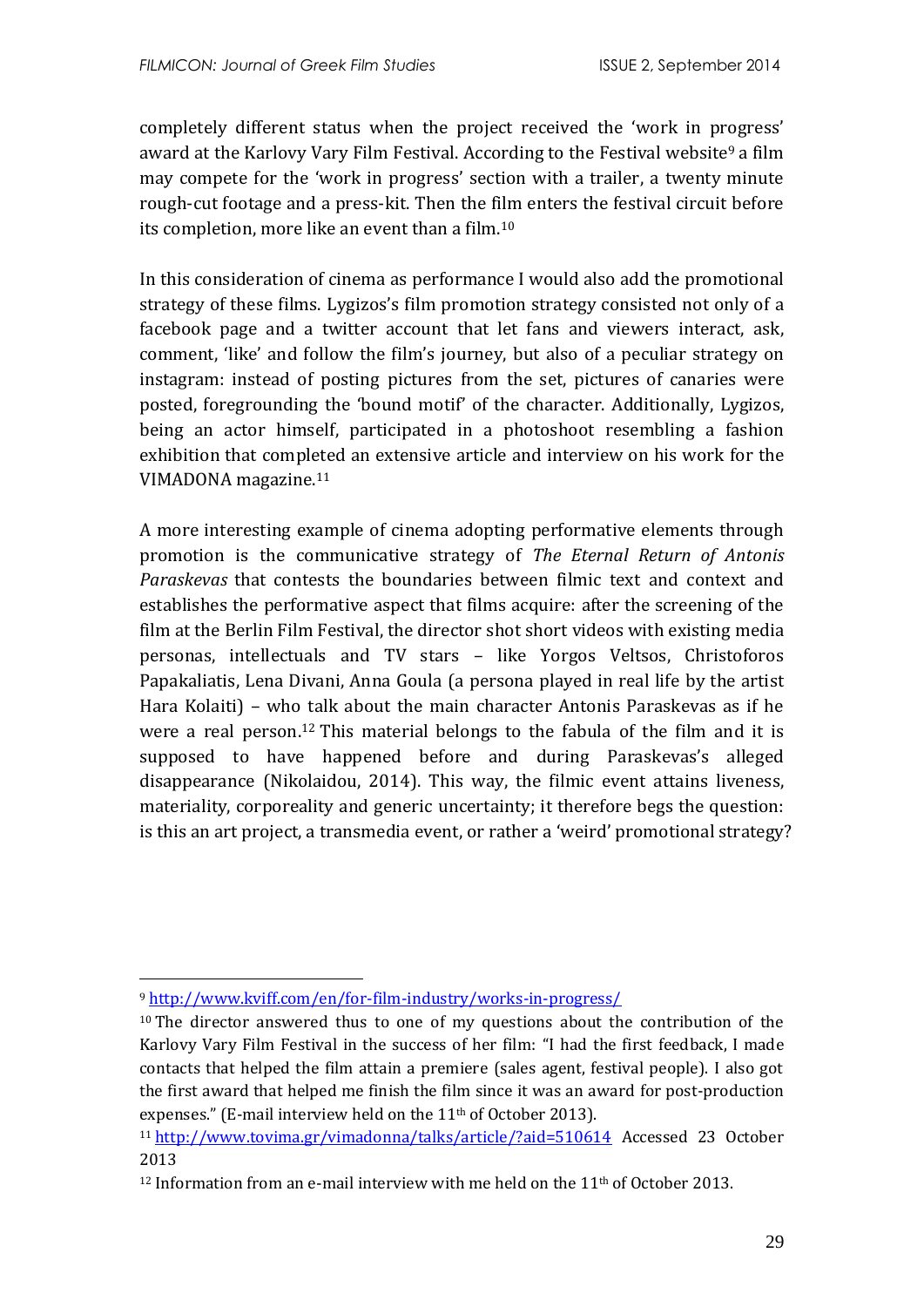completely different status when the project received the 'work in progress' award at the Karlovy Vary Film Festival. According to the Festival website[9] a film may compete for the 'work in progress' section with a trailer, a twenty minute rough-cut footage and a press-kit. Then the film enters the festival circuit before its completion, more like an event than a film.[10]

In this consideration of cinema as performance I would also add the promotional strategy of these films. Lygizos's film promotion strategy consisted not only of a facebook page and a twitter account that let fans and viewers interact, ask, comment, 'like' and follow the film's journey, but also of a peculiar strategy on instagram: instead of posting pictures from the set, pictures of canaries were posted, foregrounding the 'bound motif' of the character. Additionally, Lygizos, being an actor himself, participated in a photoshoot resembling a fashion exhibition that completed an extensive article and interview on his work for the VIMADONA magazine.[11]

A more interesting example of cinema adopting performative elements through promotion is the communicative strategy of *The Eternal Return of Antonis Paraskevas* that contests the boundaries between filmic text and context and establishes the performative aspect that films acquire: after the screening of the film at the Berlin Film Festival, the director shot short videos with existing media personas, intellectuals and TV stars – like Yorgos Veltsos, Christoforos Papakaliatis, Lena Divani, Anna Goula (a persona played in real life by the artist Hara Kolaiti) – who talk about the main character Antonis Paraskevas as if he were a real person.[12] This material belongs to the fabula of the film and it is supposed to have happened before and during Paraskevas's alleged disappearance (Nikolaidou, 2014). This way, the filmic event attains liveness, materiality, corporeality and generic uncertainty; it therefore begs the question: is this an art project, a transmedia event, or rather a 'weird' promotional strategy?

---

[9] http://www.kviff.com/en/for-film-industry/works-in-progress/

[10] The director answered thus to one of my questions about the contribution of the Karlovy Vary Film Festival in the success of her film: "I had the first feedback, I made contacts that helped the film attain a premiere (sales agent, festival people). I also got the first award that helped me finish the film since it was an award for post-production expenses." (E-mail interview held on the 11th of October 2013).

[11] http://www.tovima.gr/vimadonna/talks/article/?aid=510614 Accessed 23 October 2013

[12] Information from an e-mail interview with me held on the 11th of October 2013.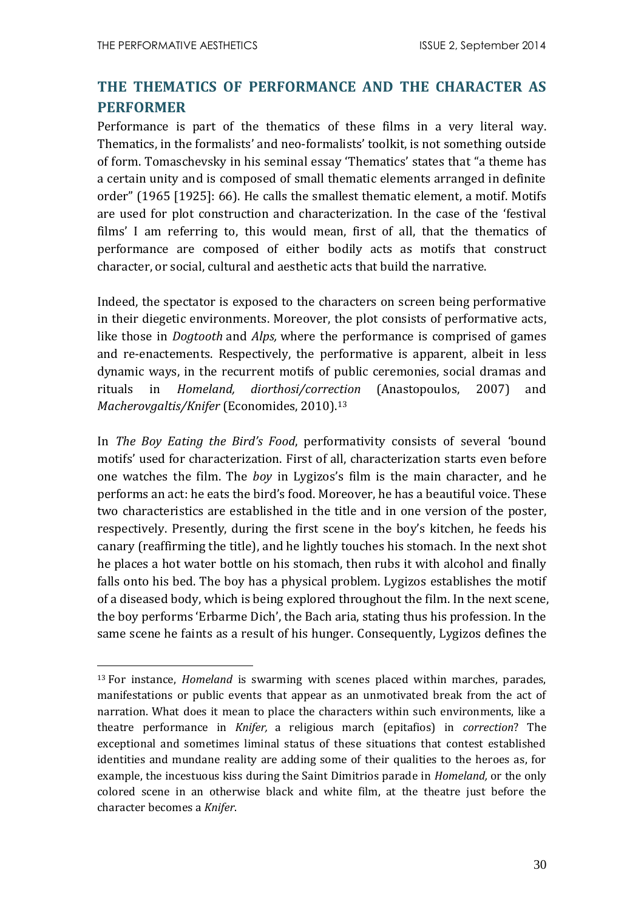## THE THEMATICS OF PERFORMANCE AND THE CHARACTER AS PERFORMER

Performance is part of the thematics of these films in a very literal way. Thematics, in the formalists' and neo-formalists' toolkit, is not something outside of form. Tomaschevsky in his seminal essay 'Thematics' states that "a theme has a certain unity and is composed of small thematic elements arranged in definite order" (1965 [1925]: 66). He calls the smallest thematic element, a motif. Motifs are used for plot construction and characterization. In the case of the 'festival films' I am referring to, this would mean, first of all, that the thematics of performance are composed of either bodily acts as motifs that construct character, or social, cultural and aesthetic acts that build the narrative.

Indeed, the spectator is exposed to the characters on screen being performative in their diegetic environments. Moreover, the plot consists of performative acts, like those in *Dogtooth* and *Alps,* where the performance is comprised of games and re-enactements. Respectively, the performative is apparent, albeit in less dynamic ways, in the recurrent motifs of public ceremonies, social dramas and rituals in *Homeland, diorthosi/correction* (Anastopoulos, 2007) and *Macherovgaltis/Knifer* (Economides, 2010).[13]

In *The Boy Eating the Bird's Food*, performativity consists of several 'bound motifs' used for characterization. First of all, characterization starts even before one watches the film. The *boy* in Lygizos's film is the main character, and he performs an act: he eats the bird's food. Moreover, he has a beautiful voice. These two characteristics are established in the title and in one version of the poster, respectively. Presently, during the first scene in the boy's kitchen, he feeds his canary (reaffirming the title), and he lightly touches his stomach. In the next shot he places a hot water bottle on his stomach, then rubs it with alcohol and finally falls onto his bed. The boy has a physical problem. Lygizos establishes the motif of a diseased body, which is being explored throughout the film. In the next scene, the boy performs 'Erbarme Dich', the Bach aria, stating thus his profession. In the same scene he faints as a result of his hunger. Consequently, Lygizos defines the

---

[13] For instance, *Homeland* is swarming with scenes placed within marches, parades, manifestations or public events that appear as an unmotivated break from the act of narration. What does it mean to place the characters within such environments, like a theatre performance in *Knifer,* a religious march (epitafios) in *correction*? The exceptional and sometimes liminal status of these situations that contest established identities and mundane reality are adding some of their qualities to the heroes as, for example, the incestuous kiss during the Saint Dimitrios parade in *Homeland,* or the only colored scene in an otherwise black and white film, at the theatre just before the character becomes a *Knifer*.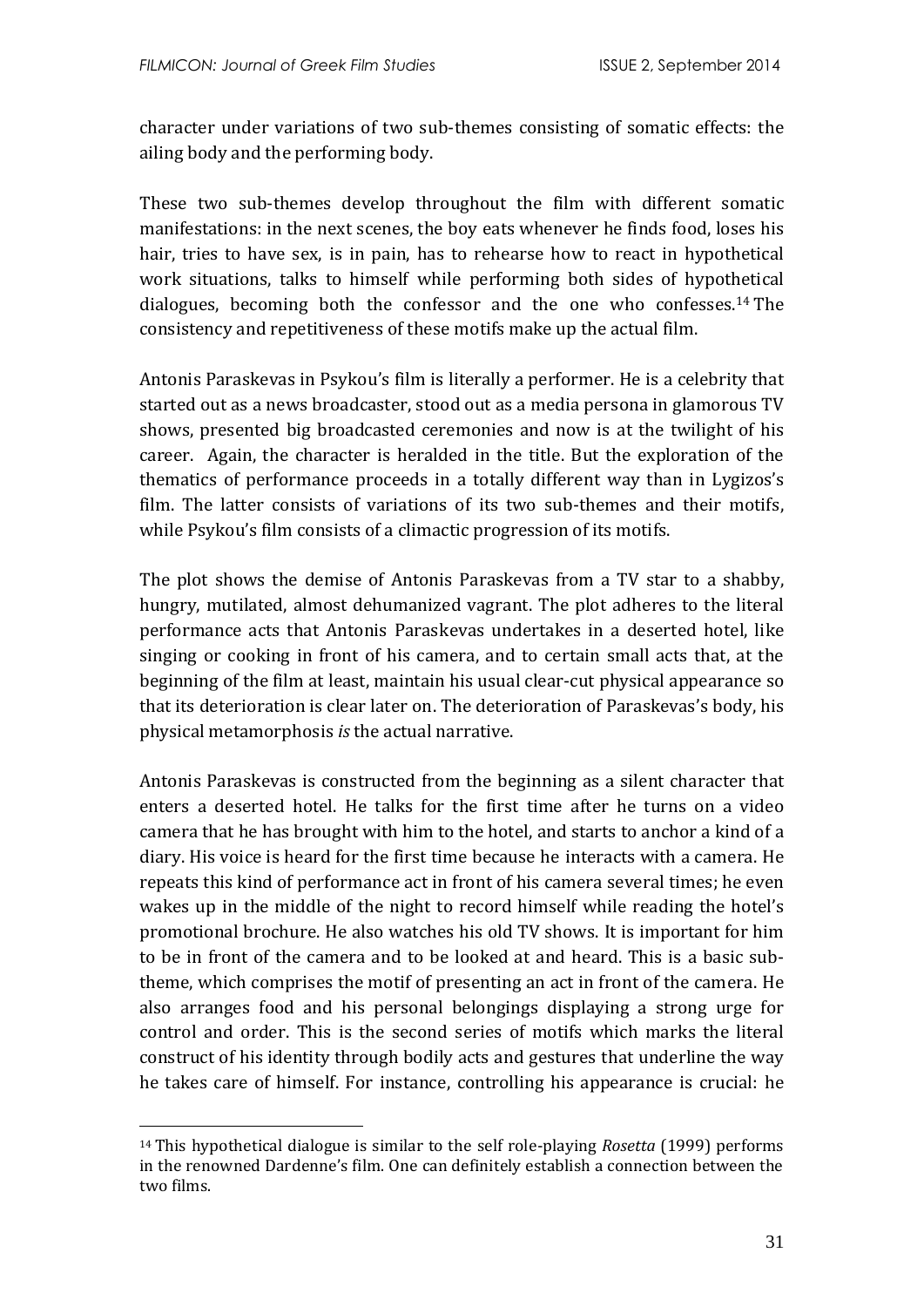character under variations of two sub-themes consisting of somatic effects: the ailing body and the performing body.

These two sub-themes develop throughout the film with different somatic manifestations: in the next scenes, the boy eats whenever he finds food, loses his hair, tries to have sex, is in pain, has to rehearse how to react in hypothetical work situations, talks to himself while performing both sides of hypothetical dialogues, becoming both the confessor and the one who confesses.[14] The consistency and repetitiveness of these motifs make up the actual film.

Antonis Paraskevas in Psykou's film is literally a performer. He is a celebrity that started out as a news broadcaster, stood out as a media persona in glamorous TV shows, presented big broadcasted ceremonies and now is at the twilight of his career. Again, the character is heralded in the title. But the exploration of the thematics of performance proceeds in a totally different way than in Lygizos's film. The latter consists of variations of its two sub-themes and their motifs, while Psykou's film consists of a climactic progression of its motifs.

The plot shows the demise of Antonis Paraskevas from a TV star to a shabby, hungry, mutilated, almost dehumanized vagrant. The plot adheres to the literal performance acts that Antonis Paraskevas undertakes in a deserted hotel, like singing or cooking in front of his camera, and to certain small acts that, at the beginning of the film at least, maintain his usual clear-cut physical appearance so that its deterioration is clear later on. The deterioration of Paraskevas's body, his physical metamorphosis *is* the actual narrative.

Antonis Paraskevas is constructed from the beginning as a silent character that enters a deserted hotel. He talks for the first time after he turns on a video camera that he has brought with him to the hotel, and starts to anchor a kind of a diary. His voice is heard for the first time because he interacts with a camera. He repeats this kind of performance act in front of his camera several times; he even wakes up in the middle of the night to record himself while reading the hotel's promotional brochure. He also watches his old TV shows. It is important for him to be in front of the camera and to be looked at and heard. This is a basic sub-theme, which comprises the motif of presenting an act in front of the camera. He also arranges food and his personal belongings displaying a strong urge for control and order. This is the second series of motifs which marks the literal construct of his identity through bodily acts and gestures that underline the way he takes care of himself. For instance, controlling his appearance is crucial: he

[14] This hypothetical dialogue is similar to the self role-playing *Rosetta* (1999) performs in the renowned Dardenne's film. One can definitely establish a connection between the two films.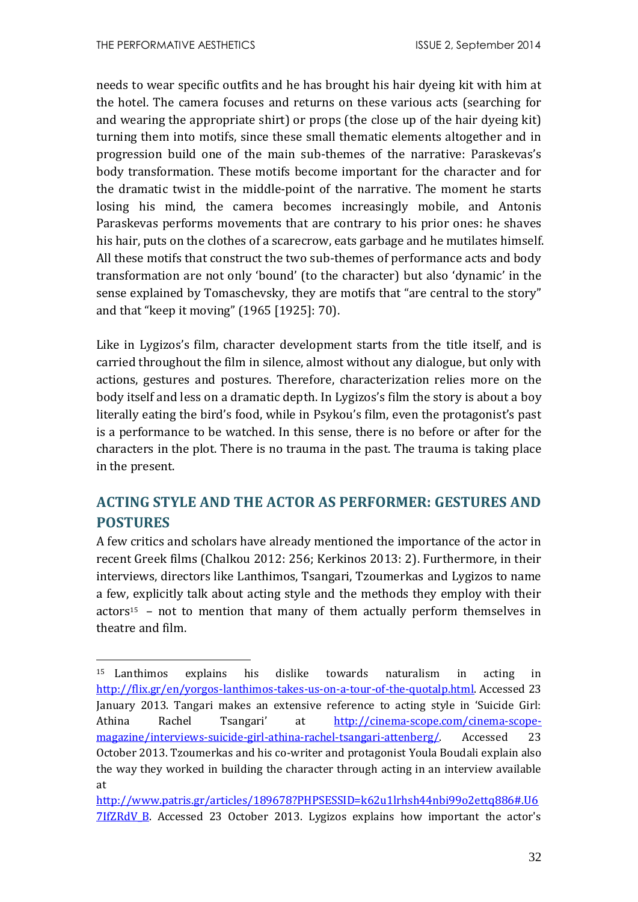needs to wear specific outfits and he has brought his hair dyeing kit with him at the hotel. The camera focuses and returns on these various acts (searching for and wearing the appropriate shirt) or props (the close up of the hair dyeing kit) turning them into motifs, since these small thematic elements altogether and in progression build one of the main sub-themes of the narrative: Paraskevas's body transformation. These motifs become important for the character and for the dramatic twist in the middle-point of the narrative. The moment he starts losing his mind, the camera becomes increasingly mobile, and Antonis Paraskevas performs movements that are contrary to his prior ones: he shaves his hair, puts on the clothes of a scarecrow, eats garbage and he mutilates himself. All these motifs that construct the two sub-themes of performance acts and body transformation are not only 'bound' (to the character) but also 'dynamic' in the sense explained by Tomaschevsky, they are motifs that "are central to the story" and that "keep it moving" (1965 [1925]: 70).

Like in Lygizos's film, character development starts from the title itself, and is carried throughout the film in silence, almost without any dialogue, but only with actions, gestures and postures. Therefore, characterization relies more on the body itself and less on a dramatic depth. In Lygizos's film the story is about a boy literally eating the bird's food, while in Psykou's film, even the protagonist's past is a performance to be watched. In this sense, there is no before or after for the characters in the plot. There is no trauma in the past. The trauma is taking place in the present.

## ACTING STYLE AND THE ACTOR AS PERFORMER: GESTURES AND POSTURES

A few critics and scholars have already mentioned the importance of the actor in recent Greek films (Chalkou 2012: 256; Kerkinos 2013: 2). Furthermore, in their interviews, directors like Lanthimos, Tsangari, Tzoumerkas and Lygizos to name a few, explicitly talk about acting style and the methods they employ with their actors[15] – not to mention that many of them actually perform themselves in theatre and film.

---

[15] Lanthimos explains his dislike towards naturalism in acting in http://flix.gr/en/yorgos-lanthimos-takes-us-on-a-tour-of-the-quotalp.html. Accessed 23 January 2013. Tangari makes an extensive reference to acting style in 'Suicide Girl: Athina Rachel Tsangari' at http://cinema-scope.com/cinema-scope-magazine/interviews-suicide-girl-athina-rachel-tsangari-attenberg/. Accessed 23 October 2013. Tzoumerkas and his co-writer and protagonist Youla Boudali explain also the way they worked in building the character through acting in an interview available at http://www.patris.gr/articles/189678?PHPSESSID=k62u1lrhsh44nbi99o2ettq886#.U67IfZRdV_B. Accessed 23 October 2013. Lygizos explains how important the actor's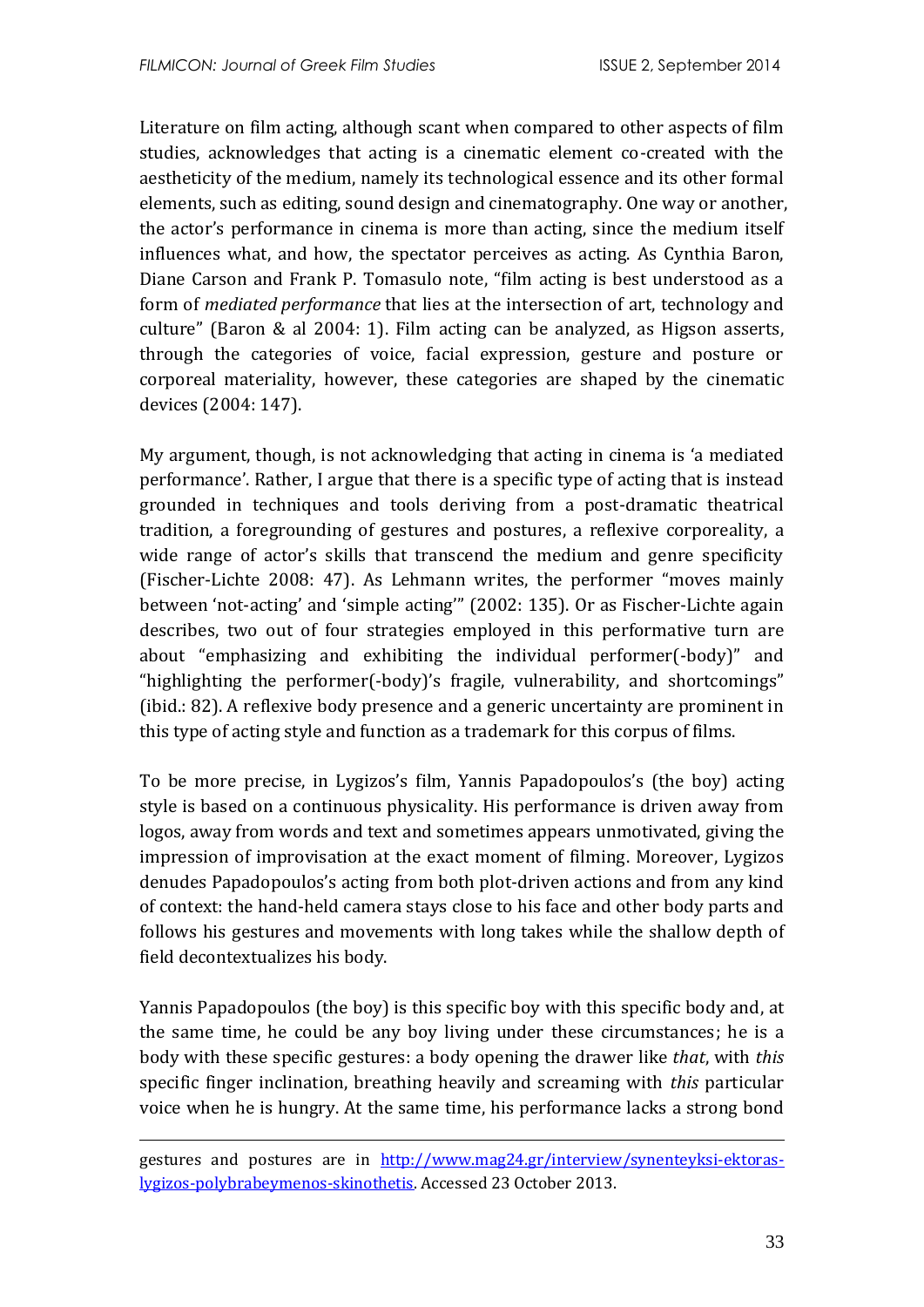Literature on film acting, although scant when compared to other aspects of film studies, acknowledges that acting is a cinematic element co-created with the aestheticity of the medium, namely its technological essence and its other formal elements, such as editing, sound design and cinematography. One way or another, the actor's performance in cinema is more than acting, since the medium itself influences what, and how, the spectator perceives as acting. As Cynthia Baron, Diane Carson and Frank P. Tomasulo note, "film acting is best understood as a form of *mediated performance* that lies at the intersection of art, technology and culture" (Baron & al 2004: 1). Film acting can be analyzed, as Higson asserts, through the categories of voice, facial expression, gesture and posture or corporeal materiality, however, these categories are shaped by the cinematic devices (2004: 147).

My argument, though, is not acknowledging that acting in cinema is 'a mediated performance'. Rather, I argue that there is a specific type of acting that is instead grounded in techniques and tools deriving from a post-dramatic theatrical tradition, a foregrounding of gestures and postures, a reflexive corporeality, a wide range of actor's skills that transcend the medium and genre specificity (Fischer-Lichte 2008: 47). As Lehmann writes, the performer "moves mainly between 'not-acting' and 'simple acting'" (2002: 135). Or as Fischer-Lichte again describes, two out of four strategies employed in this performative turn are about "emphasizing and exhibiting the individual performer(-body)" and "highlighting the performer(-body)'s fragile, vulnerability, and shortcomings" (ibid.: 82). A reflexive body presence and a generic uncertainty are prominent in this type of acting style and function as a trademark for this corpus of films.

To be more precise, in Lygizos's film, Yannis Papadopoulos's (the boy) acting style is based on a continuous physicality. His performance is driven away from logos, away from words and text and sometimes appears unmotivated, giving the impression of improvisation at the exact moment of filming. Moreover, Lygizos denudes Papadopoulos's acting from both plot-driven actions and from any kind of context: the hand-held camera stays close to his face and other body parts and follows his gestures and movements with long takes while the shallow depth of field decontextualizes his body.

Yannis Papadopoulos (the boy) is this specific boy with this specific body and, at the same time, he could be any boy living under these circumstances; he is a body with these specific gestures: a body opening the drawer like *that*, with *this* specific finger inclination, breathing heavily and screaming with *this* particular voice when he is hungry. At the same time, his performance lacks a strong bond

gestures and postures are in http://www.mag24.gr/interview/synenteyksi-ektoras-lygizos-polybrabeymenos-skinothetis. Accessed 23 October 2013.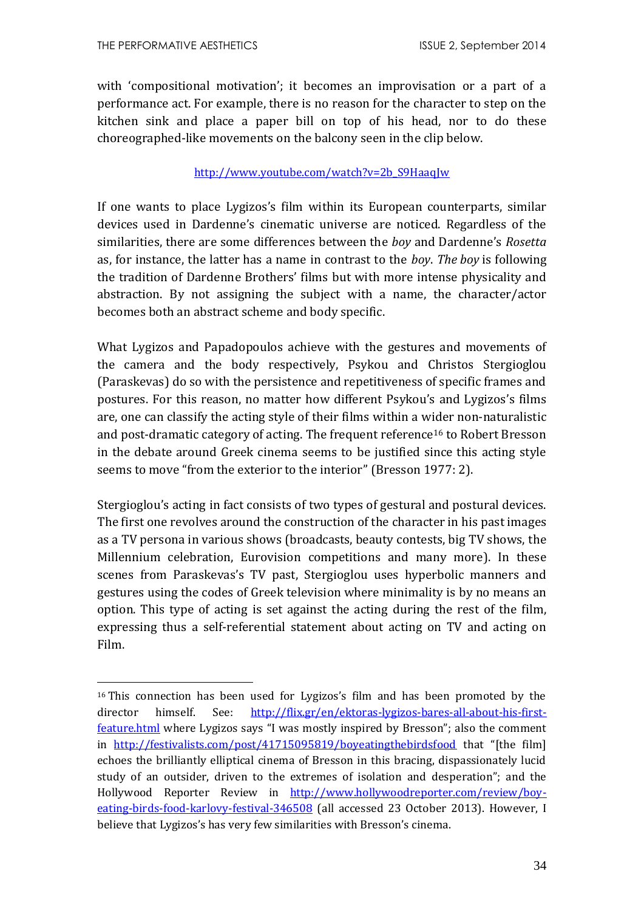with 'compositional motivation'; it becomes an improvisation or a part of a performance act. For example, there is no reason for the character to step on the kitchen sink and place a paper bill on top of his head, nor to do these choreographed-like movements on the balcony seen in the clip below.

http://www.youtube.com/watch?v=2b_S9HaaqJw

If one wants to place Lygizos's film within its European counterparts, similar devices used in Dardenne's cinematic universe are noticed. Regardless of the similarities, there are some differences between the *boy* and Dardenne's *Rosetta* as, for instance, the latter has a name in contrast to the *boy*. *The boy* is following the tradition of Dardenne Brothers' films but with more intense physicality and abstraction. By not assigning the subject with a name, the character/actor becomes both an abstract scheme and body specific.

What Lygizos and Papadopoulos achieve with the gestures and movements of the camera and the body respectively, Psykou and Christos Stergioglou (Paraskevas) do so with the persistence and repetitiveness of specific frames and postures. For this reason, no matter how different Psykou's and Lygizos's films are, one can classify the acting style of their films within a wider non-naturalistic and post-dramatic category of acting. The frequent reference[16] to Robert Bresson in the debate around Greek cinema seems to be justified since this acting style seems to move "from the exterior to the interior" (Bresson 1977: 2).

Stergioglou's acting in fact consists of two types of gestural and postural devices. The first one revolves around the construction of the character in his past images as a TV persona in various shows (broadcasts, beauty contests, big TV shows, the Millennium celebration, Eurovision competitions and many more). In these scenes from Paraskevas's TV past, Stergioglou uses hyperbolic manners and gestures using the codes of Greek television where minimality is by no means an option. This type of acting is set against the acting during the rest of the film, expressing thus a self-referential statement about acting on TV and acting on Film.

---

[16] This connection has been used for Lygizos's film and has been promoted by the director himself. See: http://flix.gr/en/ektoras-lygizos-bares-all-about-his-first-feature.html where Lygizos says "I was mostly inspired by Bresson"; also the comment in http://festivalists.com/post/41715095819/boyeatingthebirdsfood that "[the film] echoes the brilliantly elliptical cinema of Bresson in this bracing, dispassionately lucid study of an outsider, driven to the extremes of isolation and desperation"; and the Hollywood Reporter Review in http://www.hollywoodreporter.com/review/boy-eating-birds-food-karlovy-festival-346508 (all accessed 23 October 2013). However, I believe that Lygizos's has very few similarities with Bresson's cinema.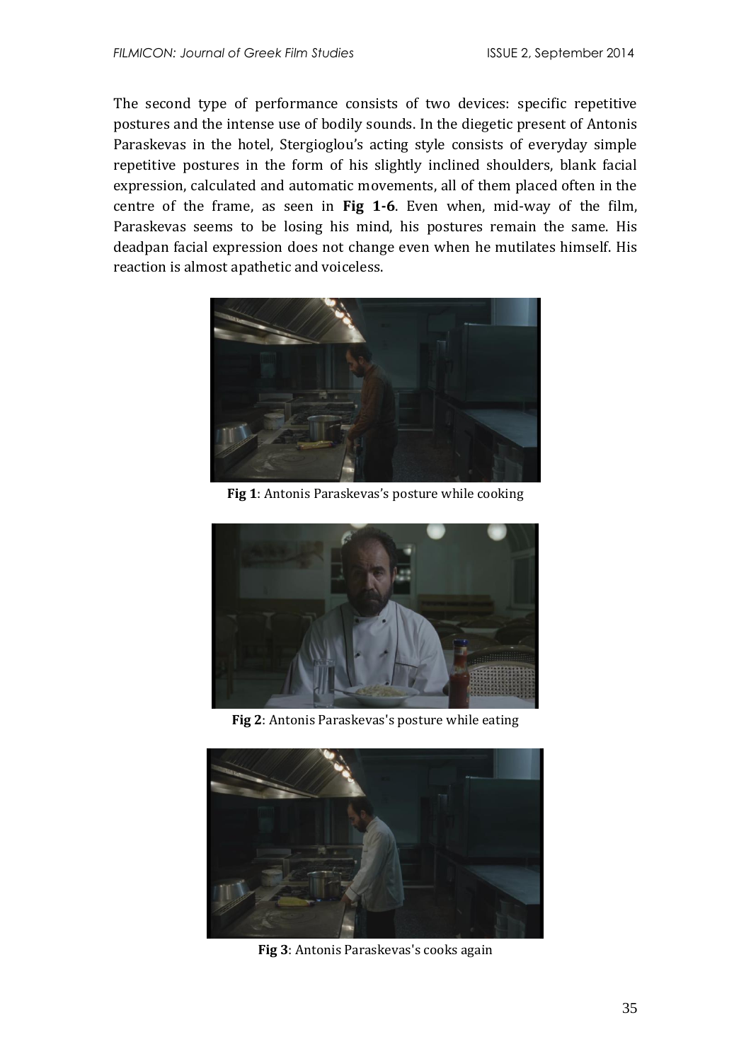The second type of performance consists of two devices: specific repetitive postures and the intense use of bodily sounds. In the diegetic present of Antonis Paraskevas in the hotel, Stergioglou's acting style consists of everyday simple repetitive postures in the form of his slightly inclined shoulders, blank facial expression, calculated and automatic movements, all of them placed often in the centre of the frame, as seen in **Fig 1-6**. Even when, mid-way of the film, Paraskevas seems to be losing his mind, his postures remain the same. His deadpan facial expression does not change even when he mutilates himself. His reaction is almost apathetic and voiceless.

**Fig 1**: Antonis Paraskevas's posture while cooking

**Fig 2**: Antonis Paraskevas's posture while eating

**Fig 3**: Antonis Paraskevas's cooks again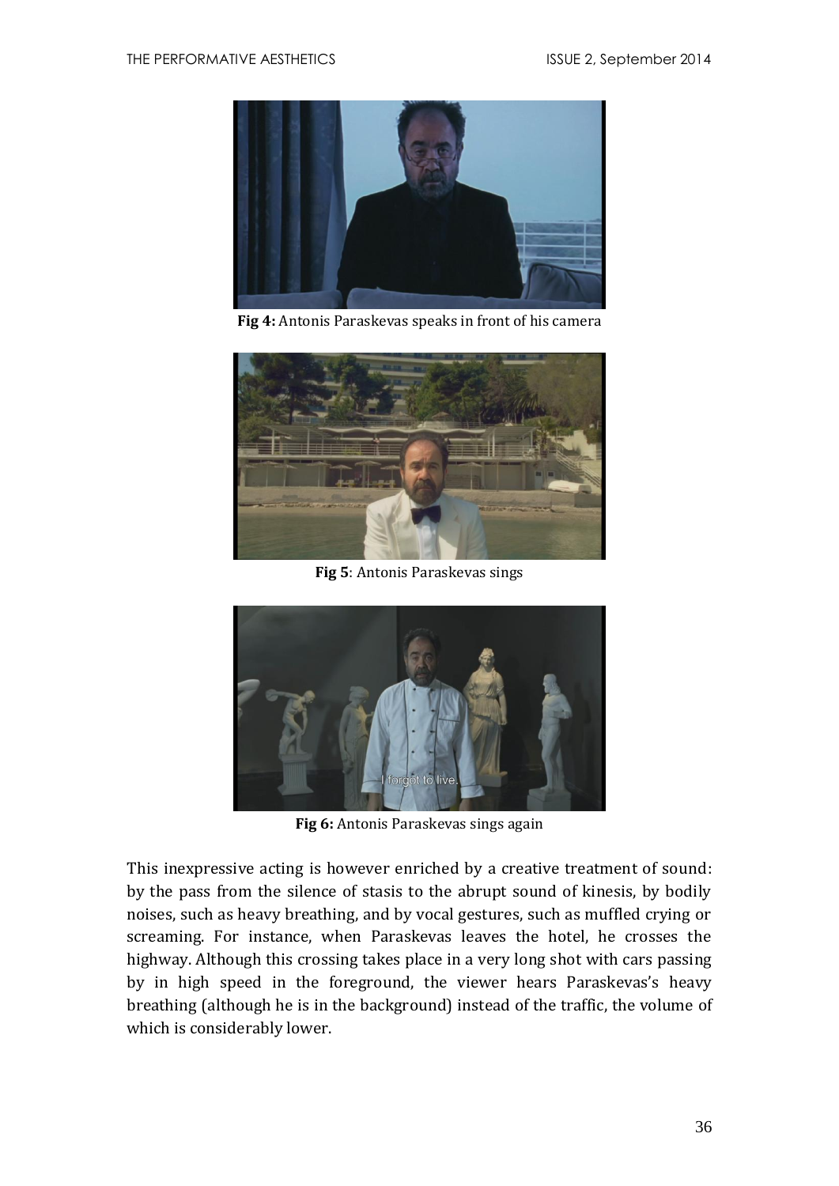**Fig 4:** Antonis Paraskevas speaks in front of his camera

**Fig 5**: Antonis Paraskevas sings

**Fig 6:** Antonis Paraskevas sings again

This inexpressive acting is however enriched by a creative treatment of sound: by the pass from the silence of stasis to the abrupt sound of kinesis, by bodily noises, such as heavy breathing, and by vocal gestures, such as muffled crying or screaming. For instance, when Paraskevas leaves the hotel, he crosses the highway. Although this crossing takes place in a very long shot with cars passing by in high speed in the foreground, the viewer hears Paraskevas's heavy breathing (although he is in the background) instead of the traffic, the volume of which is considerably lower.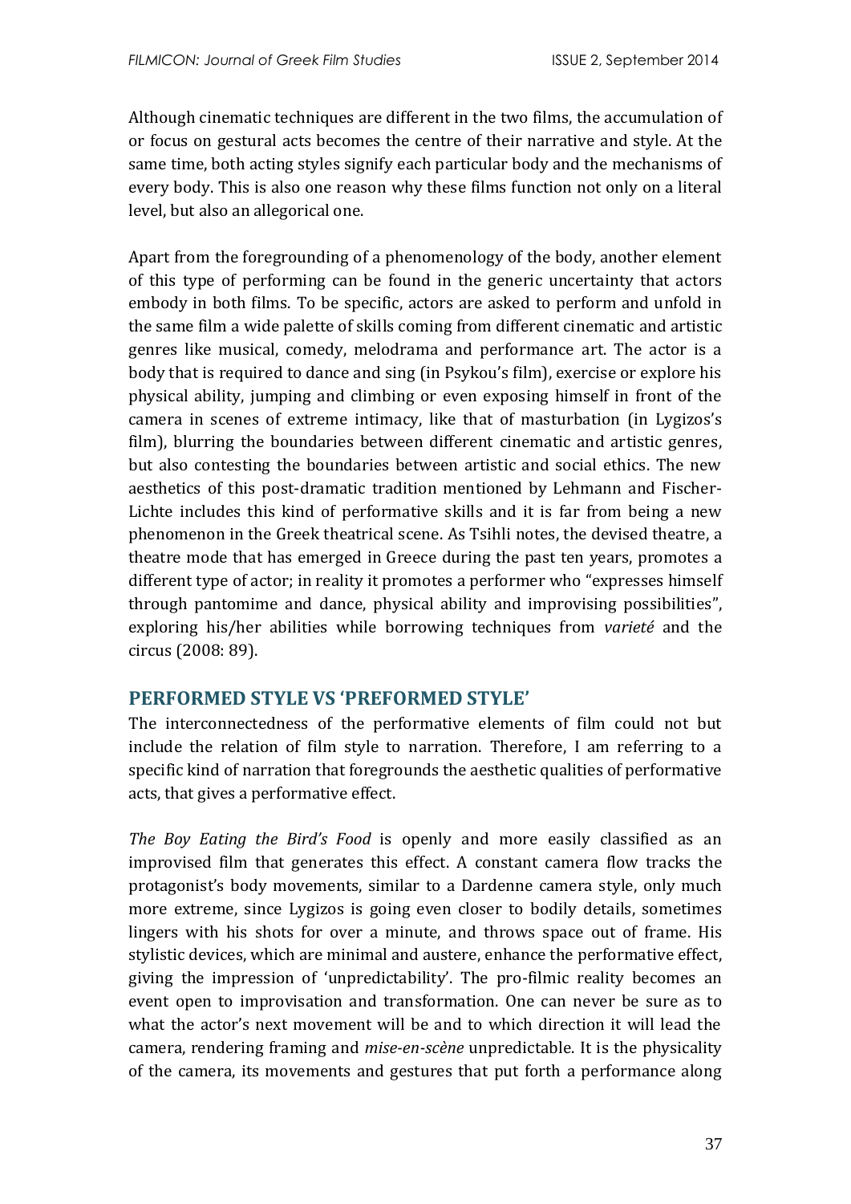Although cinematic techniques are different in the two films, the accumulation of or focus on gestural acts becomes the centre of their narrative and style. At the same time, both acting styles signify each particular body and the mechanisms of every body. This is also one reason why these films function not only on a literal level, but also an allegorical one.

Apart from the foregrounding of a phenomenology of the body, another element of this type of performing can be found in the generic uncertainty that actors embody in both films. To be specific, actors are asked to perform and unfold in the same film a wide palette of skills coming from different cinematic and artistic genres like musical, comedy, melodrama and performance art. The actor is a body that is required to dance and sing (in Psykou's film), exercise or explore his physical ability, jumping and climbing or even exposing himself in front of the camera in scenes of extreme intimacy, like that of masturbation (in Lygizos's film), blurring the boundaries between different cinematic and artistic genres, but also contesting the boundaries between artistic and social ethics. The new aesthetics of this post-dramatic tradition mentioned by Lehmann and Fischer-Lichte includes this kind of performative skills and it is far from being a new phenomenon in the Greek theatrical scene. As Tsihli notes, the devised theatre, a theatre mode that has emerged in Greece during the past ten years, promotes a different type of actor; in reality it promotes a performer who "expresses himself through pantomime and dance, physical ability and improvising possibilities", exploring his/her abilities while borrowing techniques from *varieté* and the circus (2008: 89).

## PERFORMED STYLE VS 'PREFORMED STYLE'

The interconnectedness of the performative elements of film could not but include the relation of film style to narration. Therefore, I am referring to a specific kind of narration that foregrounds the aesthetic qualities of performative acts, that gives a performative effect.

*The Boy Eating the Bird's Food* is openly and more easily classified as an improvised film that generates this effect. A constant camera flow tracks the protagonist's body movements, similar to a Dardenne camera style, only much more extreme, since Lygizos is going even closer to bodily details, sometimes lingers with his shots for over a minute, and throws space out of frame. His stylistic devices, which are minimal and austere, enhance the performative effect, giving the impression of 'unpredictability'. The pro-filmic reality becomes an event open to improvisation and transformation. One can never be sure as to what the actor's next movement will be and to which direction it will lead the camera, rendering framing and *mise-en-scène* unpredictable. It is the physicality of the camera, its movements and gestures that put forth a performance along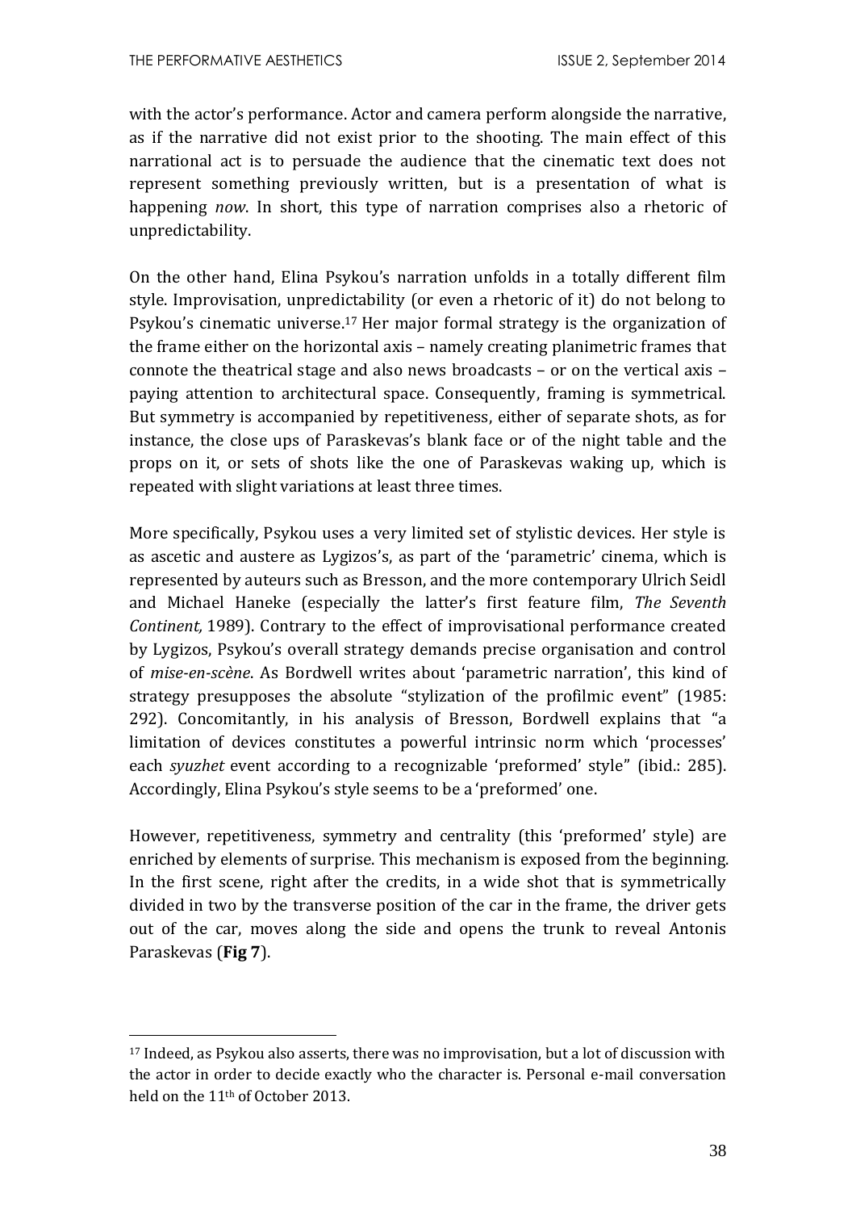with the actor's performance. Actor and camera perform alongside the narrative, as if the narrative did not exist prior to the shooting. The main effect of this narrational act is to persuade the audience that the cinematic text does not represent something previously written, but is a presentation of what is happening *now*. In short, this type of narration comprises also a rhetoric of unpredictability.

On the other hand, Elina Psykou's narration unfolds in a totally different film style. Improvisation, unpredictability (or even a rhetoric of it) do not belong to Psykou's cinematic universe.[17] Her major formal strategy is the organization of the frame either on the horizontal axis – namely creating planimetric frames that connote the theatrical stage and also news broadcasts – or on the vertical axis – paying attention to architectural space. Consequently, framing is symmetrical. But symmetry is accompanied by repetitiveness, either of separate shots, as for instance, the close ups of Paraskevas's blank face or of the night table and the props on it, or sets of shots like the one of Paraskevas waking up, which is repeated with slight variations at least three times.

More specifically, Psykou uses a very limited set of stylistic devices. Her style is as ascetic and austere as Lygizos's, as part of the 'parametric' cinema, which is represented by auteurs such as Bresson, and the more contemporary Ulrich Seidl and Michael Haneke (especially the latter's first feature film, *The Seventh Continent,* 1989). Contrary to the effect of improvisational performance created by Lygizos, Psykou's overall strategy demands precise organisation and control of *mise-en-scène*. As Bordwell writes about 'parametric narration', this kind of strategy presupposes the absolute "stylization of the profilmic event" (1985: 292). Concomitantly, in his analysis of Bresson, Bordwell explains that "a limitation of devices constitutes a powerful intrinsic norm which 'processes' each *syuzhet* event according to a recognizable 'preformed' style" (ibid.: 285). Accordingly, Elina Psykou's style seems to be a 'preformed' one.

However, repetitiveness, symmetry and centrality (this 'preformed' style) are enriched by elements of surprise. This mechanism is exposed from the beginning. In the first scene, right after the credits, in a wide shot that is symmetrically divided in two by the transverse position of the car in the frame, the driver gets out of the car, moves along the side and opens the trunk to reveal Antonis Paraskevas (**Fig 7**).

---

[17] Indeed, as Psykou also asserts, there was no improvisation, but a lot of discussion with the actor in order to decide exactly who the character is. Personal e-mail conversation held on the 11th of October 2013.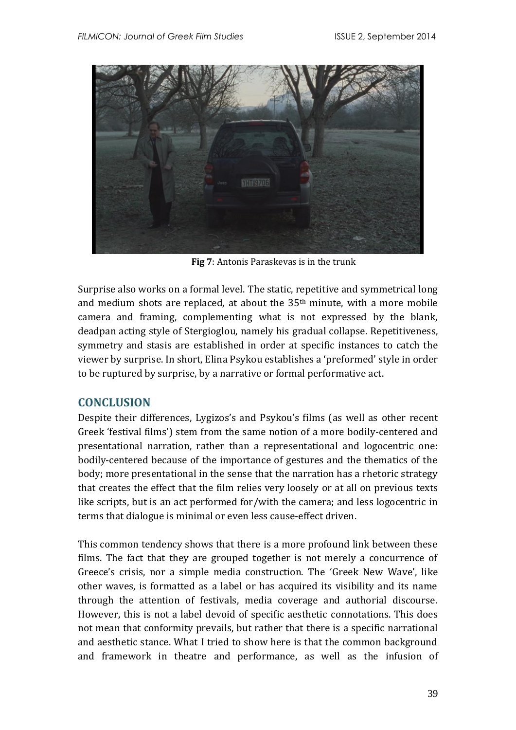**Fig 7**: Antonis Paraskevas is in the trunk

Surprise also works on a formal level. The static, repetitive and symmetrical long and medium shots are replaced, at about the 35th minute, with a more mobile camera and framing, complementing what is not expressed by the blank, deadpan acting style of Stergioglou, namely his gradual collapse. Repetitiveness, symmetry and stasis are established in order at specific instances to catch the viewer by surprise. In short, Elina Psykou establishes a 'preformed' style in order to be ruptured by surprise, by a narrative or formal performative act.

## CONCLUSION

Despite their differences, Lygizos's and Psykou's films (as well as other recent Greek 'festival films') stem from the same notion of a more bodily-centered and presentational narration, rather than a representational and logocentric one: bodily-centered because of the importance of gestures and the thematics of the body; more presentational in the sense that the narration has a rhetoric strategy that creates the effect that the film relies very loosely or at all on previous texts like scripts, but is an act performed for/with the camera; and less logocentric in terms that dialogue is minimal or even less cause-effect driven.

This common tendency shows that there is a more profound link between these films. The fact that they are grouped together is not merely a concurrence of Greece's crisis, nor a simple media construction. The 'Greek New Wave', like other waves, is formatted as a label or has acquired its visibility and its name through the attention of festivals, media coverage and authorial discourse. However, this is not a label devoid of specific aesthetic connotations. This does not mean that conformity prevails, but rather that there is a specific narrational and aesthetic stance. What I tried to show here is that the common background and framework in theatre and performance, as well as the infusion of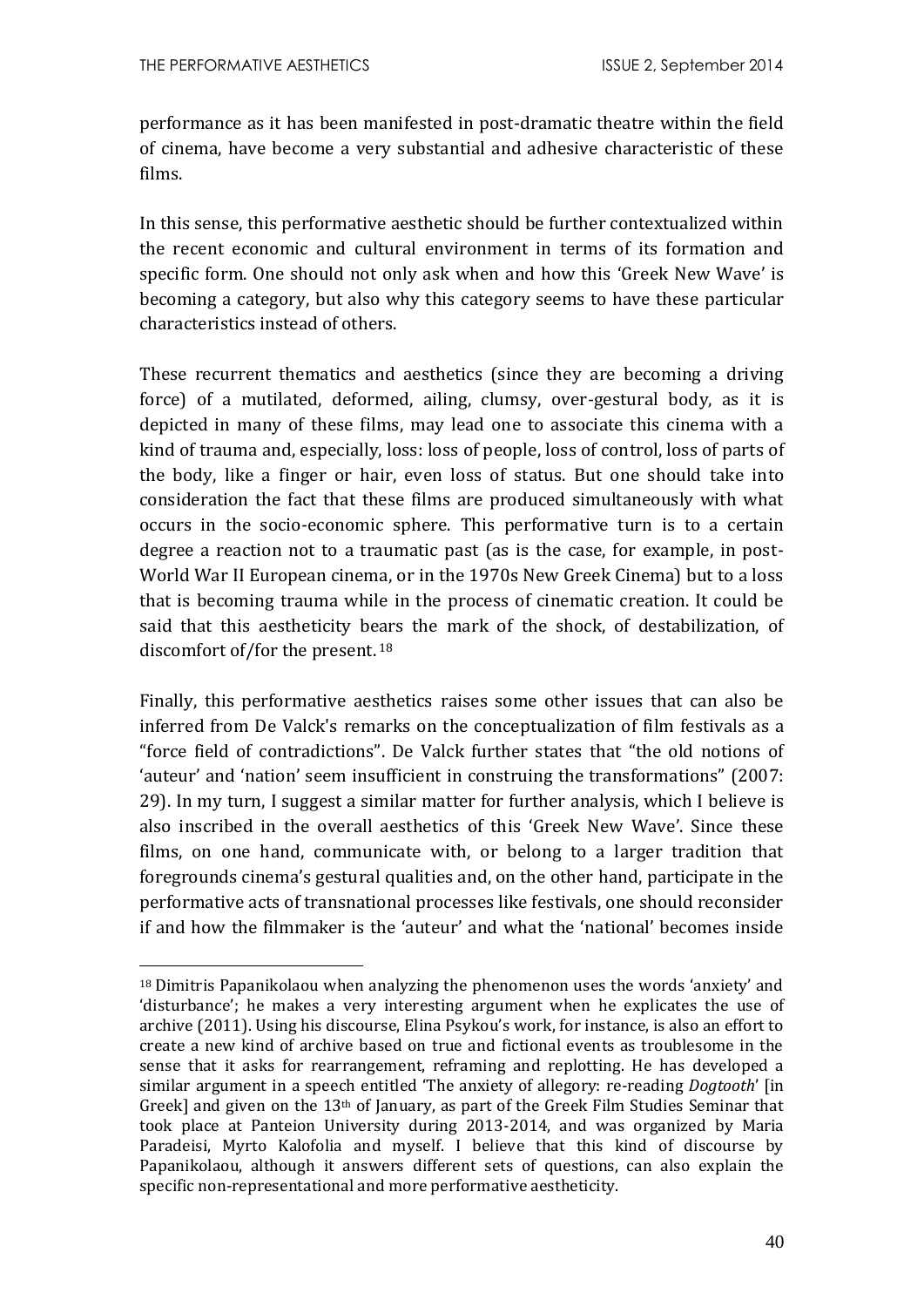performance as it has been manifested in post-dramatic theatre within the field of cinema, have become a very substantial and adhesive characteristic of these films.

In this sense, this performative aesthetic should be further contextualized within the recent economic and cultural environment in terms of its formation and specific form. One should not only ask when and how this 'Greek New Wave' is becoming a category, but also why this category seems to have these particular characteristics instead of others.

These recurrent thematics and aesthetics (since they are becoming a driving force) of a mutilated, deformed, ailing, clumsy, over-gestural body, as it is depicted in many of these films, may lead one to associate this cinema with a kind of trauma and, especially, loss: loss of people, loss of control, loss of parts of the body, like a finger or hair, even loss of status. But one should take into consideration the fact that these films are produced simultaneously with what occurs in the socio-economic sphere. This performative turn is to a certain degree a reaction not to a traumatic past (as is the case, for example, in post-World War II European cinema, or in the 1970s New Greek Cinema) but to a loss that is becoming trauma while in the process of cinematic creation. It could be said that this aestheticity bears the mark of the shock, of destabilization, of discomfort of/for the present.[18]

Finally, this performative aesthetics raises some other issues that can also be inferred from De Valck's remarks on the conceptualization of film festivals as a "force field of contradictions". De Valck further states that "the old notions of 'auteur' and 'nation' seem insufficient in construing the transformations" (2007: 29). In my turn, I suggest a similar matter for further analysis, which I believe is also inscribed in the overall aesthetics of this 'Greek New Wave'. Since these films, on one hand, communicate with, or belong to a larger tradition that foregrounds cinema's gestural qualities and, on the other hand, participate in the performative acts of transnational processes like festivals, one should reconsider if and how the filmmaker is the 'auteur' and what the 'national' becomes inside

---

[18] Dimitris Papanikolaou when analyzing the phenomenon uses the words 'anxiety' and 'disturbance'; he makes a very interesting argument when he explicates the use of archive (2011). Using his discourse, Elina Psykou's work, for instance, is also an effort to create a new kind of archive based on true and fictional events as troublesome in the sense that it asks for rearrangement, reframing and replotting. He has developed a similar argument in a speech entitled 'The anxiety of allegory: re-reading *Dogtooth*' [in Greek] and given on the 13th of January, as part of the Greek Film Studies Seminar that took place at Panteion University during 2013-2014, and was organized by Maria Paradeisi, Myrto Kalofolia and myself. I believe that this kind of discourse by Papanikolaou, although it answers different sets of questions, can also explain the specific non-representational and more performative aestheticity.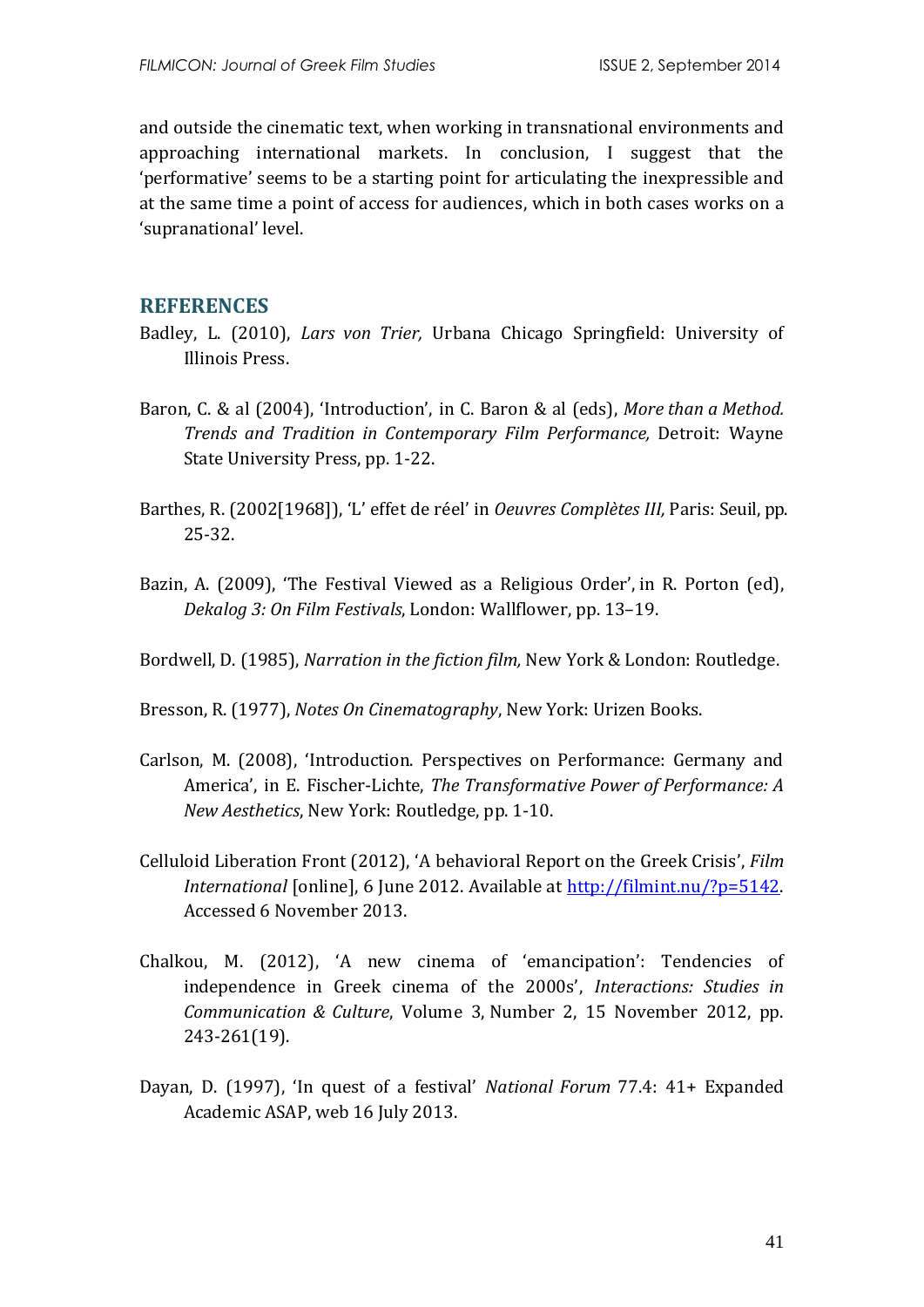and outside the cinematic text, when working in transnational environments and approaching international markets. In conclusion, I suggest that the 'performative' seems to be a starting point for articulating the inexpressible and at the same time a point of access for audiences, which in both cases works on a 'supranational' level.

## REFERENCES

Badley, L. (2010), *Lars von Trier,* Urbana Chicago Springfield: University of Illinois Press.

Baron, C. & al (2004), 'Introduction', in C. Baron & al (eds), *More than a Method. Trends and Tradition in Contemporary Film Performance,* Detroit: Wayne State University Press, pp. 1-22.

Barthes, R. (2002[1968]), 'L' effet de réel' in *Oeuvres Complètes III,* Paris: Seuil, pp. 25-32.

Bazin, A. (2009), 'The Festival Viewed as a Religious Order', in R. Porton (ed), *Dekalog 3: On Film Festivals*, London: Wallflower, pp. 13–19.

Bordwell, D. (1985), *Narration in the fiction film,* New York & London: Routledge.

Bresson, R. (1977), *Notes On Cinematography*, New York: Urizen Books.

Carlson, M. (2008), 'Introduction. Perspectives on Performance: Germany and America', in E. Fischer-Lichte, *The Transformative Power of Performance: A New Aesthetics*, New York: Routledge, pp. 1-10.

Celluloid Liberation Front (2012), 'A behavioral Report on the Greek Crisis', *Film International* [online], 6 June 2012. Available at http://filmint.nu/?p=5142. Accessed 6 November 2013.

Chalkou, M. (2012), 'A new cinema of 'emancipation': Tendencies of independence in Greek cinema of the 2000s', *Interactions: Studies in Communication & Culture*, Volume 3, Number 2, 15 November 2012, pp. 243-261(19).

Dayan, D. (1997), 'In quest of a festival' *National Forum* 77.4: 41+ Expanded Academic ASAP, web 16 July 2013.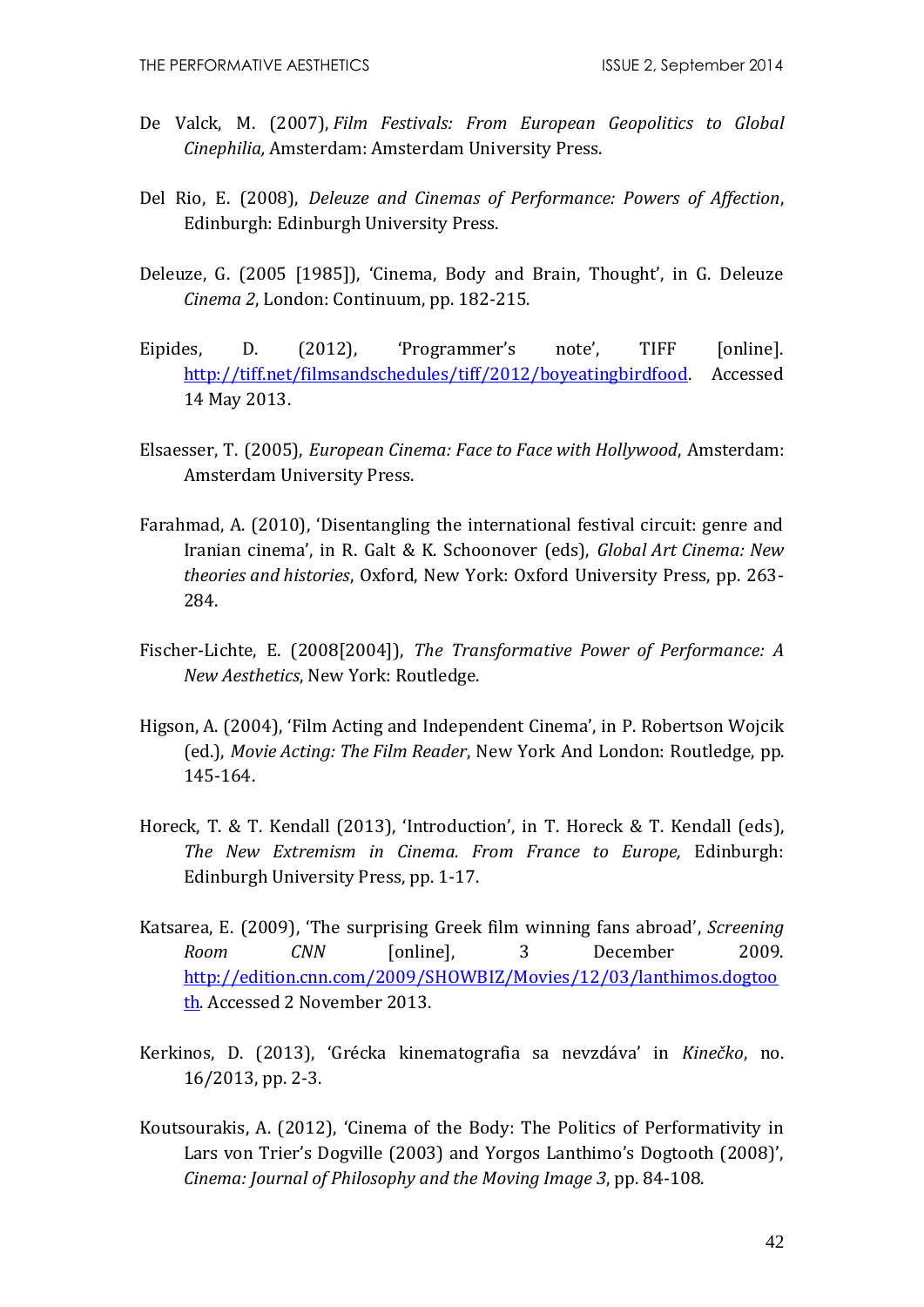De Valck, M. (2007), *Film Festivals: From European Geopolitics to Global Cinephilia,* Amsterdam: Amsterdam University Press.

Del Rio, E. (2008), *Deleuze and Cinemas of Performance: Powers of Affection*, Edinburgh: Edinburgh University Press.

Deleuze, G. (2005 [1985]), 'Cinema, Body and Brain, Thought', in G. Deleuze *Cinema 2*, London: Continuum, pp. 182-215.

Eipides, D. (2012), 'Programmer's note', TIFF [online]. http://tiff.net/filmsandschedules/tiff/2012/boyeatingbirdfood. Accessed 14 May 2013.

Elsaesser, T. (2005), *European Cinema: Face to Face with Hollywood*, Amsterdam: Amsterdam University Press.

Farahmad, A. (2010), 'Disentangling the international festival circuit: genre and Iranian cinema', in R. Galt & K. Schoonover (eds), *Global Art Cinema: New theories and histories*, Oxford, New York: Oxford University Press, pp. 263-284.

Fischer-Lichte, E. (2008[2004]), *The Transformative Power of Performance: A New Aesthetics*, New York: Routledge.

Higson, A. (2004), 'Film Acting and Independent Cinema', in P. Robertson Wojcik (ed.), *Movie Acting: The Film Reader*, New York And London: Routledge, pp. 145-164.

Horeck, T. & T. Kendall (2013), 'Introduction', in T. Horeck & T. Kendall (eds), *The New Extremism in Cinema. From France to Europe,* Edinburgh: Edinburgh University Press, pp. 1-17.

Katsarea, E. (2009), 'The surprising Greek film winning fans abroad', *Screening Room CNN* [online], 3 December 2009. http://edition.cnn.com/2009/SHOWBIZ/Movies/12/03/lanthimos.dogtooth. Accessed 2 November 2013.

Kerkinos, D. (2013), 'Grécka kinematografia sa nevzdáva' in *Kinečko*, no. 16/2013, pp. 2-3.

Koutsourakis, A. (2012), 'Cinema of the Body: The Politics of Performativity in Lars von Trier's Dogville (2003) and Yorgos Lanthimo's Dogtooth (2008)', *Cinema: Journal of Philosophy and the Moving Image 3*, pp. 84-108.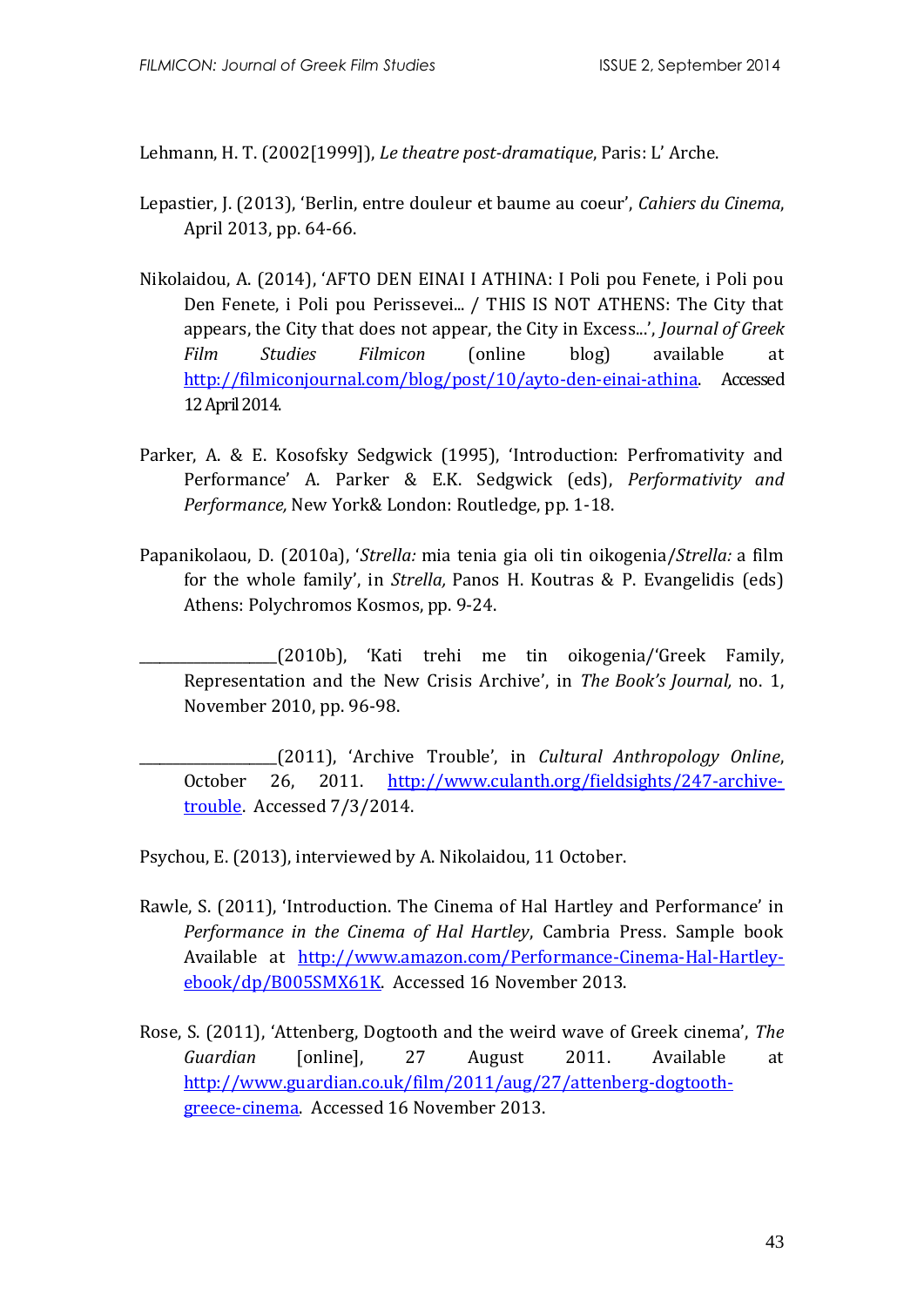Lehmann, H. T. (2002[1999]), *Le theatre post-dramatique*, Paris: L' Arche.

Lepastier, J. (2013), 'Berlin, entre douleur et baume au coeur', *Cahiers du Cinema*, April 2013, pp. 64-66.

Nikolaidou, A. (2014), 'AFTO DEN EINAI I ATHINA: I Poli pou Fenete, i Poli pou Den Fenete, i Poli pou Perissevei... / THIS IS NOT ATHENS: The City that appears, the City that does not appear, the City in Excess...', *Journal of Greek Film Studies Filmicon* (online blog) available at http://filmiconjournal.com/blog/post/10/ayto-den-einai-athina. Accessed 12 April 2014.

Parker, A. & E. Kosofsky Sedgwick (1995), 'Introduction: Perfromativity and Performance' A. Parker & E.K. Sedgwick (eds), *Performativity and Performance,* New York& London: Routledge, pp. 1-18.

Papanikolaou, D. (2010a), '*Strella:* mia tenia gia oli tin oikogenia/*Strella:* a film for the whole family', in *Strella,* Panos H. Koutras & P. Evangelidis (eds) Athens: Polychromos Kosmos, pp. 9-24.

__________________(2010b), 'Kati trehi me tin oikogenia/'Greek Family, Representation and the New Crisis Archive', in *The Book's Journal,* no. 1, November 2010, pp. 96-98.

__________________(2011), 'Archive Trouble', in *Cultural Anthropology Online*, October 26, 2011. http://www.culanth.org/fieldsights/247-archive-trouble. Accessed 7/3/2014.

Psychou, E. (2013), interviewed by A. Nikolaidou, 11 October.

Rawle, S. (2011), 'Introduction. The Cinema of Hal Hartley and Performance' in *Performance in the Cinema of Hal Hartley*, Cambria Press. Sample book Available at http://www.amazon.com/Performance-Cinema-Hal-Hartley-ebook/dp/B005SMX61K. Accessed 16 November 2013.

Rose, S. (2011), 'Attenberg, Dogtooth and the weird wave of Greek cinema', *The Guardian* [online], 27 August 2011. Available at http://www.guardian.co.uk/film/2011/aug/27/attenberg-dogtooth-greece-cinema. Accessed 16 November 2013.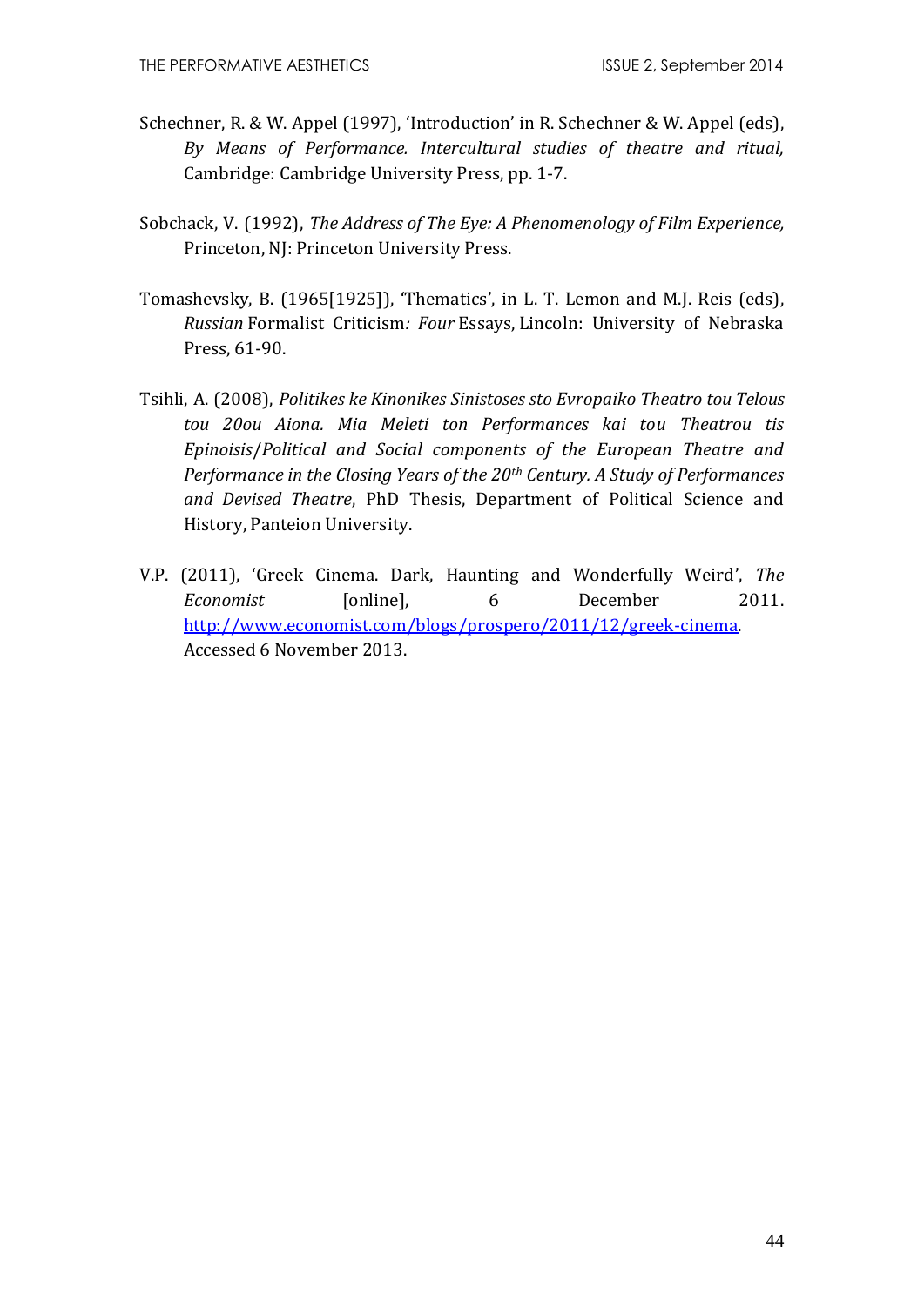Schechner, R. & W. Appel (1997), 'Introduction' in R. Schechner & W. Appel (eds), *By Means of Performance. Intercultural studies of theatre and ritual,* Cambridge: Cambridge University Press, pp. 1-7.

Sobchack, V. (1992), *The Address of The Eye: A Phenomenology of Film Experience,* Princeton, NJ: Princeton University Press.

Tomashevsky, B. (1965[1925]), 'Thematics', in L. T. Lemon and M.J. Reis (eds), *Russian* Formalist Criticism*: Four* Essays, Lincoln: University of Nebraska Press, 61-90.

Tsihli, A. (2008), *Politikes ke Kinonikes Sinistoses sto Evropaiko Theatro tou Telous tou 20ou Aiona. Mia Meleti ton Performances kai tou Theatrou tis Epinoisis*/*Political and Social components of the European Theatre and Performance in the Closing Years of the 20th Century. A Study of Performances and Devised Theatre*, PhD Thesis, Department of Political Science and History, Panteion University.

V.P. (2011), 'Greek Cinema. Dark, Haunting and Wonderfully Weird', *The Economist* [online], 6 December 2011. http://www.economist.com/blogs/prospero/2011/12/greek-cinema. Accessed 6 November 2013.